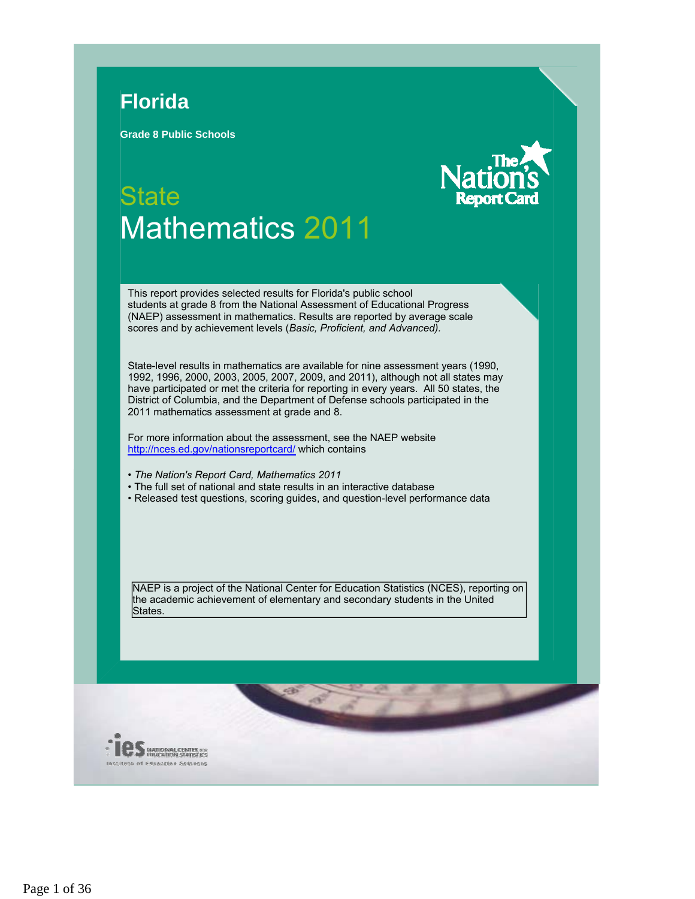# Florida

**Grade 8 Public Schools**

## State Mathematics 2011

The Nation's Report Card

This report provides selected results for Florida's public school students at grade 8 from the National Assessment of Educational Progress (NAEP) assessment in mathematics. Results are reported by average scale scores and by achievement levels (*Basic, Proficient, and Advanced).*

State-level results in mathematics are available for nine assessment years (1990, 1992, 1996, 2000, 2003, 2005, 2007, 2009, and 2011), although not all states may have participated or met the criteria for reporting in every years. All 50 states, the District of Columbia, and the Department of Defense schools participated in the 2011 mathematics assessment at grade and 8.

For more information about the assessment, see the NAEP website http://nces.ed.gov/nationsreportcard/ which contains

- *The Nation's Report Card, Mathematics 2011*
- The full set of national and state results in an interactive database
- Released test questions, scoring guides, and question-level performance data

NAEP is a project of the National Center for Education Statistics (NCES), reporting on the academic achievement of elementary and secondary students in the United States.

ies NATIONAL CENTER for EDUCATION STATISTICS
Institute of Education Sciences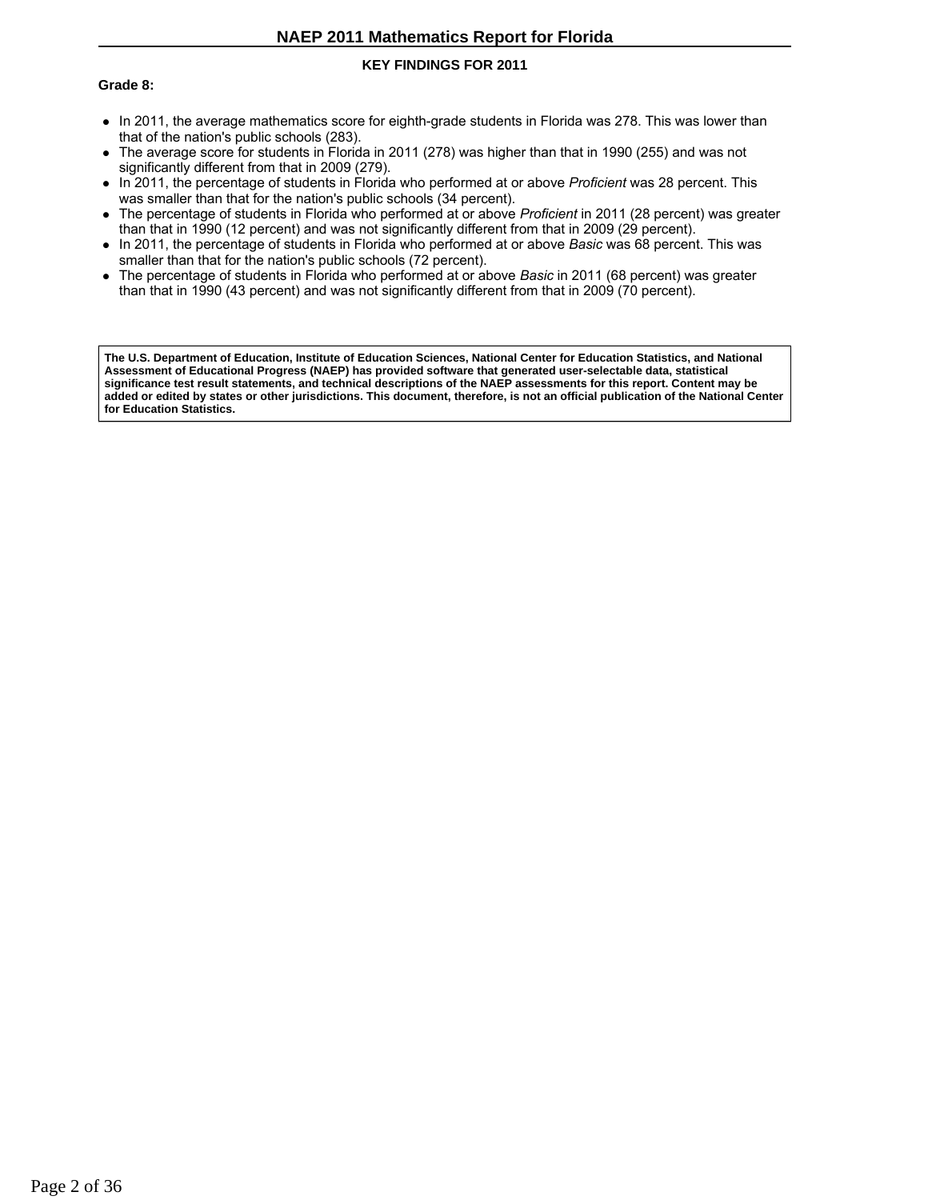## KEY FINDINGS FOR 2011

**Grade 8:**

- In 2011, the average mathematics score for eighth-grade students in Florida was 278. This was lower than that of the nation's public schools (283).
- The average score for students in Florida in 2011 (278) was higher than that in 1990 (255) and was not significantly different from that in 2009 (279).
- In 2011, the percentage of students in Florida who performed at or above *Proficient* was 28 percent. This was smaller than that for the nation's public schools (34 percent).
- The percentage of students in Florida who performed at or above *Proficient* in 2011 (28 percent) was greater than that in 1990 (12 percent) and was not significantly different from that in 2009 (29 percent).
- In 2011, the percentage of students in Florida who performed at or above *Basic* was 68 percent. This was smaller than that for the nation's public schools (72 percent).
- The percentage of students in Florida who performed at or above *Basic* in 2011 (68 percent) was greater than that in 1990 (43 percent) and was not significantly different from that in 2009 (70 percent).

**The U.S. Department of Education, Institute of Education Sciences, National Center for Education Statistics, and National Assessment of Educational Progress (NAEP) has provided software that generated user-selectable data, statistical significance test result statements, and technical descriptions of the NAEP assessments for this report. Content may be added or edited by states or other jurisdictions. This document, therefore, is not an official publication of the National Center for Education Statistics.**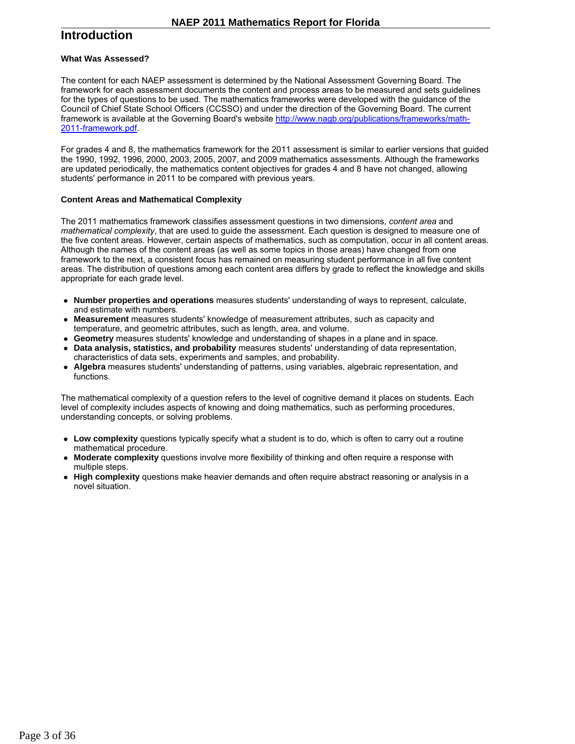# Introduction

### What Was Assessed?

The content for each NAEP assessment is determined by the National Assessment Governing Board. The framework for each assessment documents the content and process areas to be measured and sets guidelines for the types of questions to be used. The mathematics frameworks were developed with the guidance of the Council of Chief State School Officers (CCSSO) and under the direction of the Governing Board. The current framework is available at the Governing Board's website [http://www.nagb.org/publications/frameworks/math-2011-framework.pdf](http://www.nagb.org/publications/frameworks/math-2011-framework.pdf).

For grades 4 and 8, the mathematics framework for the 2011 assessment is similar to earlier versions that guided the 1990, 1992, 1996, 2000, 2003, 2005, 2007, and 2009 mathematics assessments. Although the frameworks are updated periodically, the mathematics content objectives for grades 4 and 8 have not changed, allowing students' performance in 2011 to be compared with previous years.

### Content Areas and Mathematical Complexity

The 2011 mathematics framework classifies assessment questions in two dimensions, *content area* and *mathematical complexity*, that are used to guide the assessment. Each question is designed to measure one of the five content areas. However, certain aspects of mathematics, such as computation, occur in all content areas. Although the names of the content areas (as well as some topics in those areas) have changed from one framework to the next, a consistent focus has remained on measuring student performance in all five content areas. The distribution of questions among each content area differs by grade to reflect the knowledge and skills appropriate for each grade level.

- **Number properties and operations** measures students' understanding of ways to represent, calculate, and estimate with numbers.
- **Measurement** measures students' knowledge of measurement attributes, such as capacity and temperature, and geometric attributes, such as length, area, and volume.
- **Geometry** measures students' knowledge and understanding of shapes in a plane and in space.
- **Data analysis, statistics, and probability** measures students' understanding of data representation, characteristics of data sets, experiments and samples, and probability.
- **Algebra** measures students' understanding of patterns, using variables, algebraic representation, and functions.

The mathematical complexity of a question refers to the level of cognitive demand it places on students. Each level of complexity includes aspects of knowing and doing mathematics, such as performing procedures, understanding concepts, or solving problems.

- **Low complexity** questions typically specify what a student is to do, which is often to carry out a routine mathematical procedure.
- **Moderate complexity** questions involve more flexibility of thinking and often require a response with multiple steps.
- **High complexity** questions make heavier demands and often require abstract reasoning or analysis in a novel situation.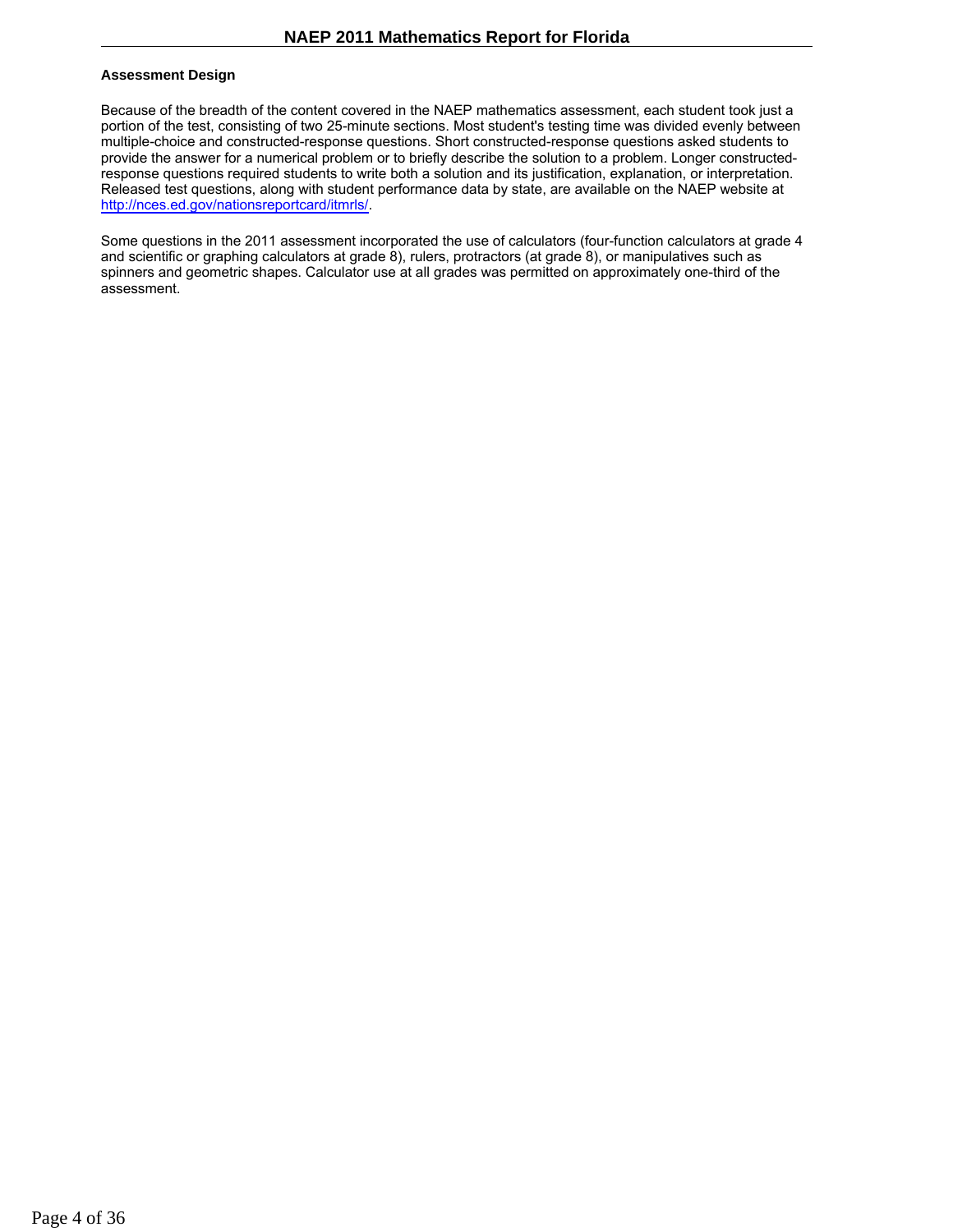### Assessment Design

Because of the breadth of the content covered in the NAEP mathematics assessment, each student took just a portion of the test, consisting of two 25-minute sections. Most student's testing time was divided evenly between multiple-choice and constructed-response questions. Short constructed-response questions asked students to provide the answer for a numerical problem or to briefly describe the solution to a problem. Longer constructed-response questions required students to write both a solution and its justification, explanation, or interpretation. Released test questions, along with student performance data by state, are available on the NAEP website at [http://nces.ed.gov/nationsreportcard/itmrls/](http://nces.ed.gov/nationsreportcard/itmrls/).

Some questions in the 2011 assessment incorporated the use of calculators (four-function calculators at grade 4 and scientific or graphing calculators at grade 8), rulers, protractors (at grade 8), or manipulatives such as spinners and geometric shapes. Calculator use at all grades was permitted on approximately one-third of the assessment.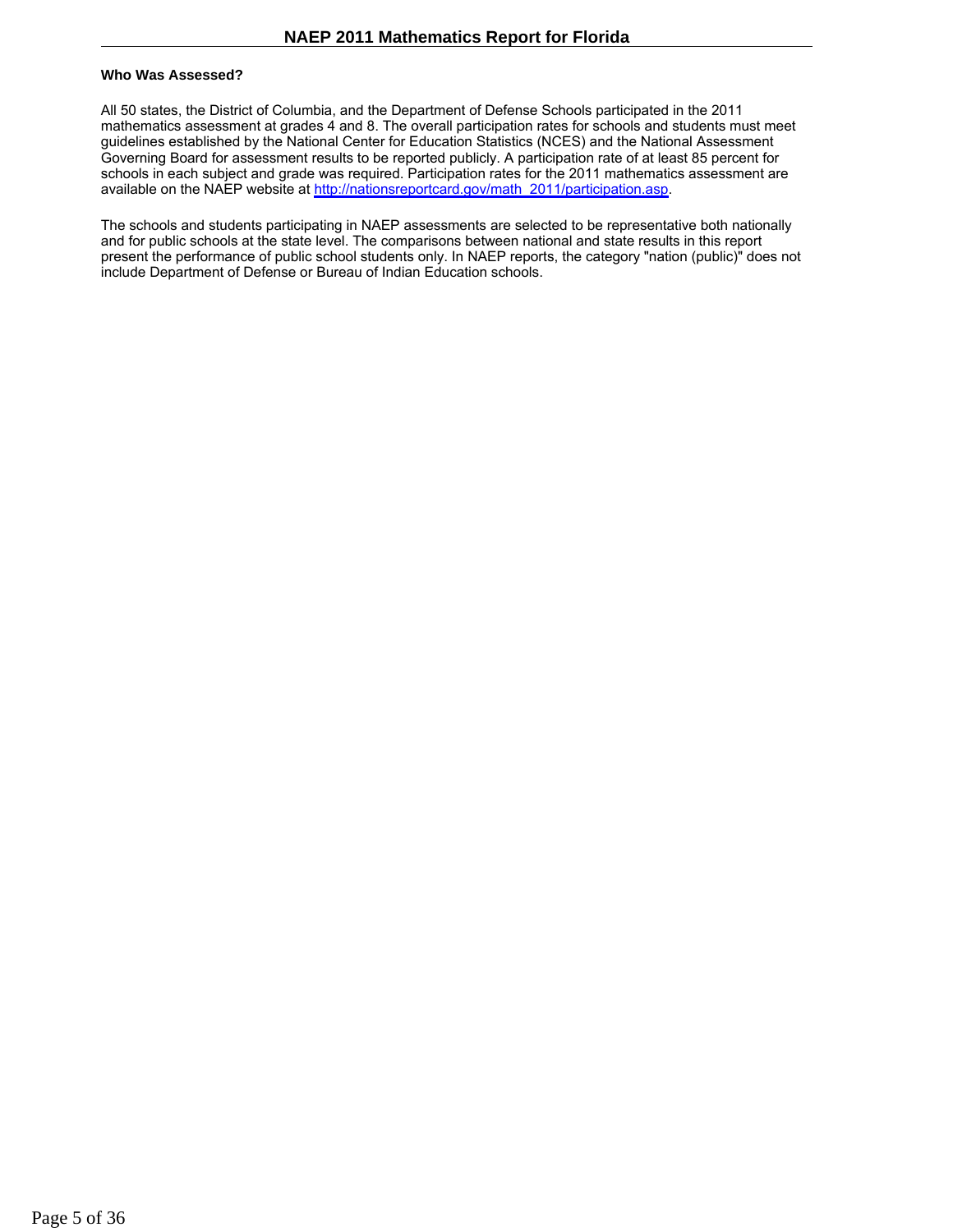### Who Was Assessed?

All 50 states, the District of Columbia, and the Department of Defense Schools participated in the 2011 mathematics assessment at grades 4 and 8. The overall participation rates for schools and students must meet guidelines established by the National Center for Education Statistics (NCES) and the National Assessment Governing Board for assessment results to be reported publicly. A participation rate of at least 85 percent for schools in each subject and grade was required. Participation rates for the 2011 mathematics assessment are available on the NAEP website at [http://nationsreportcard.gov/math_2011/participation.asp](http://nationsreportcard.gov/math_2011/participation.asp).

The schools and students participating in NAEP assessments are selected to be representative both nationally and for public schools at the state level. The comparisons between national and state results in this report present the performance of public school students only. In NAEP reports, the category "nation (public)" does not include Department of Defense or Bureau of Indian Education schools.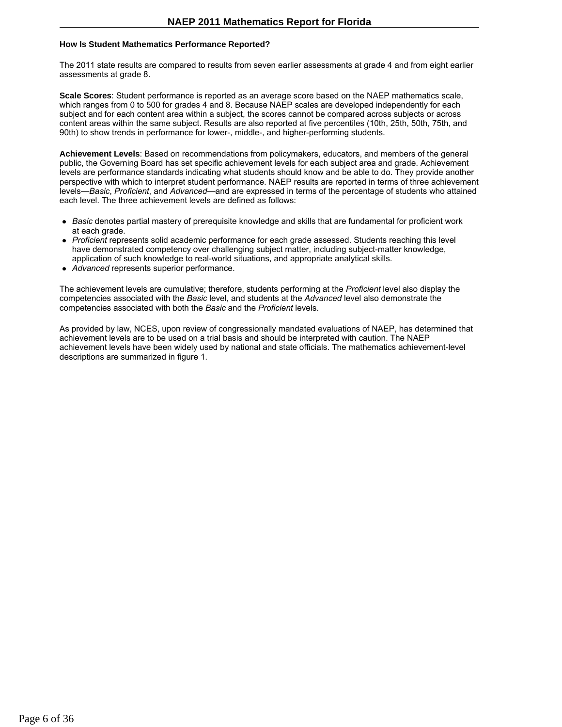### How Is Student Mathematics Performance Reported?

The 2011 state results are compared to results from seven earlier assessments at grade 4 and from eight earlier assessments at grade 8.

**Scale Scores**: Student performance is reported as an average score based on the NAEP mathematics scale, which ranges from 0 to 500 for grades 4 and 8. Because NAEP scales are developed independently for each subject and for each content area within a subject, the scores cannot be compared across subjects or across content areas within the same subject. Results are also reported at five percentiles (10th, 25th, 50th, 75th, and 90th) to show trends in performance for lower-, middle-, and higher-performing students.

**Achievement Levels**: Based on recommendations from policymakers, educators, and members of the general public, the Governing Board has set specific achievement levels for each subject area and grade. Achievement levels are performance standards indicating what students should know and be able to do. They provide another perspective with which to interpret student performance. NAEP results are reported in terms of three achievement levels—*Basic*, *Proficient*, and *Advanced*—and are expressed in terms of the percentage of students who attained each level. The three achievement levels are defined as follows:

- *Basic* denotes partial mastery of prerequisite knowledge and skills that are fundamental for proficient work at each grade.
- *Proficient* represents solid academic performance for each grade assessed. Students reaching this level have demonstrated competency over challenging subject matter, including subject-matter knowledge, application of such knowledge to real-world situations, and appropriate analytical skills.
- *Advanced* represents superior performance.

The achievement levels are cumulative; therefore, students performing at the *Proficient* level also display the competencies associated with the *Basic* level, and students at the *Advanced* level also demonstrate the competencies associated with both the *Basic* and the *Proficient* levels.

As provided by law, NCES, upon review of congressionally mandated evaluations of NAEP, has determined that achievement levels are to be used on a trial basis and should be interpreted with caution. The NAEP achievement levels have been widely used by national and state officials. The mathematics achievement-level descriptions are summarized in figure 1.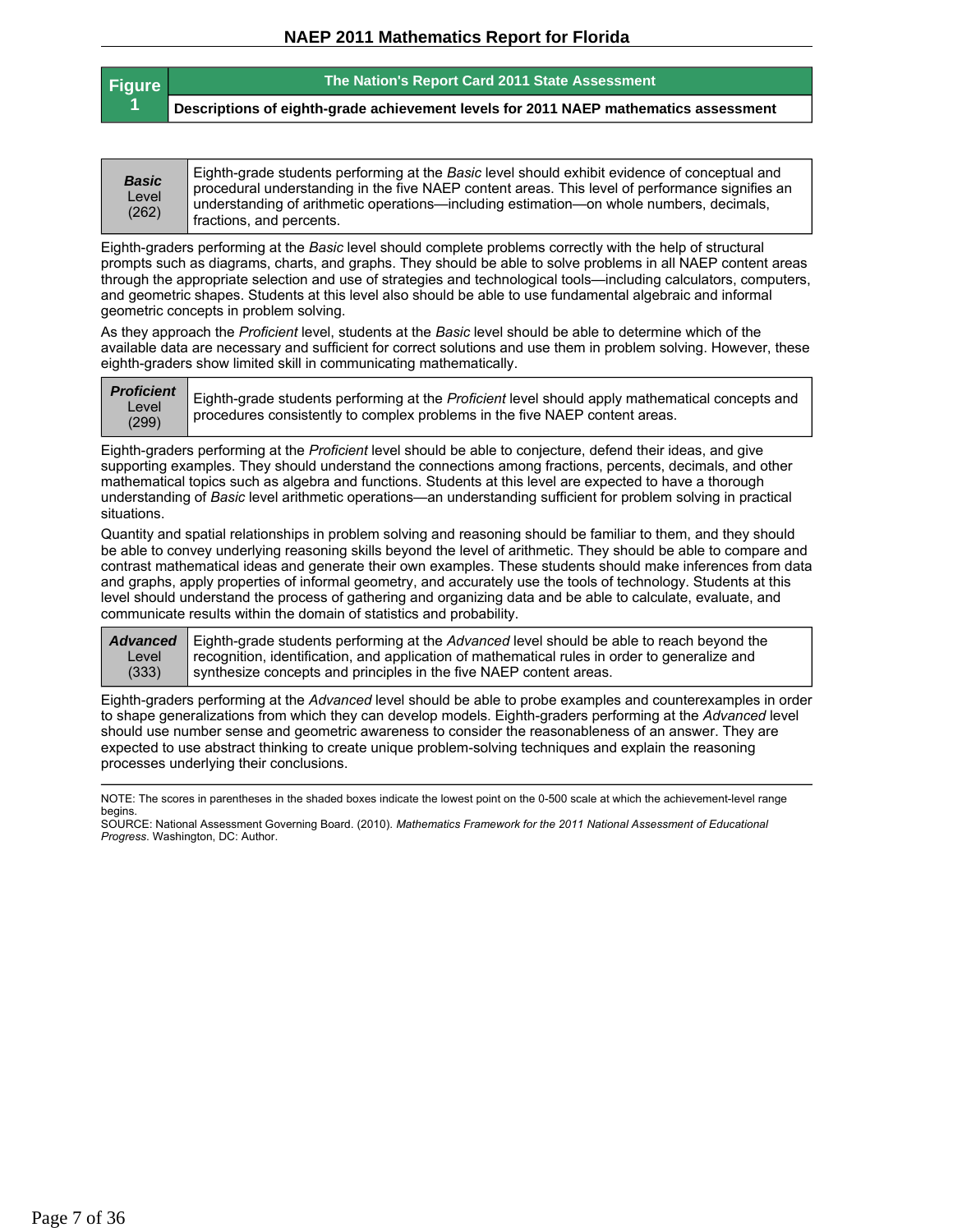**Figure 1**

**The Nation's Report Card 2011 State Assessment**

**Descriptions of eighth-grade achievement levels for 2011 NAEP mathematics assessment**

| | |
|---|---|
| ***Basic*** Level (262) | Eighth-grade students performing at the *Basic* level should exhibit evidence of conceptual and procedural understanding in the five NAEP content areas. This level of performance signifies an understanding of arithmetic operations—including estimation—on whole numbers, decimals, fractions, and percents. |

Eighth-graders performing at the *Basic* level should complete problems correctly with the help of structural prompts such as diagrams, charts, and graphs. They should be able to solve problems in all NAEP content areas through the appropriate selection and use of strategies and technological tools—including calculators, computers, and geometric shapes. Students at this level also should be able to use fundamental algebraic and informal geometric concepts in problem solving.

As they approach the *Proficient* level, students at the *Basic* level should be able to determine which of the available data are necessary and sufficient for correct solutions and use them in problem solving. However, these eighth-graders show limited skill in communicating mathematically.

| | |
|---|---|
| ***Proficient*** Level (299) | Eighth-grade students performing at the *Proficient* level should apply mathematical concepts and procedures consistently to complex problems in the five NAEP content areas. |

Eighth-graders performing at the *Proficient* level should be able to conjecture, defend their ideas, and give supporting examples. They should understand the connections among fractions, percents, decimals, and other mathematical topics such as algebra and functions. Students at this level are expected to have a thorough understanding of *Basic* level arithmetic operations—an understanding sufficient for problem solving in practical situations.

Quantity and spatial relationships in problem solving and reasoning should be familiar to them, and they should be able to convey underlying reasoning skills beyond the level of arithmetic. They should be able to compare and contrast mathematical ideas and generate their own examples. These students should make inferences from data and graphs, apply properties of informal geometry, and accurately use the tools of technology. Students at this level should understand the process of gathering and organizing data and be able to calculate, evaluate, and communicate results within the domain of statistics and probability.

| | |
|---|---|
| ***Advanced*** Level (333) | Eighth-grade students performing at the *Advanced* level should be able to reach beyond the recognition, identification, and application of mathematical rules in order to generalize and synthesize concepts and principles in the five NAEP content areas. |

Eighth-graders performing at the *Advanced* level should be able to probe examples and counterexamples in order to shape generalizations from which they can develop models. Eighth-graders performing at the *Advanced* level should use number sense and geometric awareness to consider the reasonableness of an answer. They are expected to use abstract thinking to create unique problem-solving techniques and explain the reasoning processes underlying their conclusions.

NOTE: The scores in parentheses in the shaded boxes indicate the lowest point on the 0-500 scale at which the achievement-level range begins.
SOURCE: National Assessment Governing Board. (2010). *Mathematics Framework for the 2011 National Assessment of Educational Progress*. Washington, DC: Author.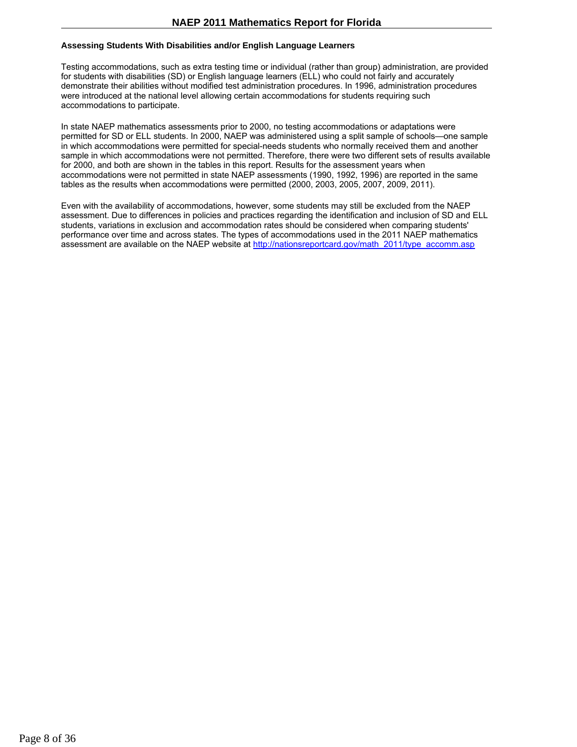### Assessing Students With Disabilities and/or English Language Learners

Testing accommodations, such as extra testing time or individual (rather than group) administration, are provided for students with disabilities (SD) or English language learners (ELL) who could not fairly and accurately demonstrate their abilities without modified test administration procedures. In 1996, administration procedures were introduced at the national level allowing certain accommodations for students requiring such accommodations to participate.

In state NAEP mathematics assessments prior to 2000, no testing accommodations or adaptations were permitted for SD or ELL students. In 2000, NAEP was administered using a split sample of schools—one sample in which accommodations were permitted for special-needs students who normally received them and another sample in which accommodations were not permitted. Therefore, there were two different sets of results available for 2000, and both are shown in the tables in this report. Results for the assessment years when accommodations were not permitted in state NAEP assessments (1990, 1992, 1996) are reported in the same tables as the results when accommodations were permitted (2000, 2003, 2005, 2007, 2009, 2011).

Even with the availability of accommodations, however, some students may still be excluded from the NAEP assessment. Due to differences in policies and practices regarding the identification and inclusion of SD and ELL students, variations in exclusion and accommodation rates should be considered when comparing students' performance over time and across states. The types of accommodations used in the 2011 NAEP mathematics assessment are available on the NAEP website at [http://nationsreportcard.gov/math_2011/type_accomm.asp](http://nationsreportcard.gov/math_2011/type_accomm.asp)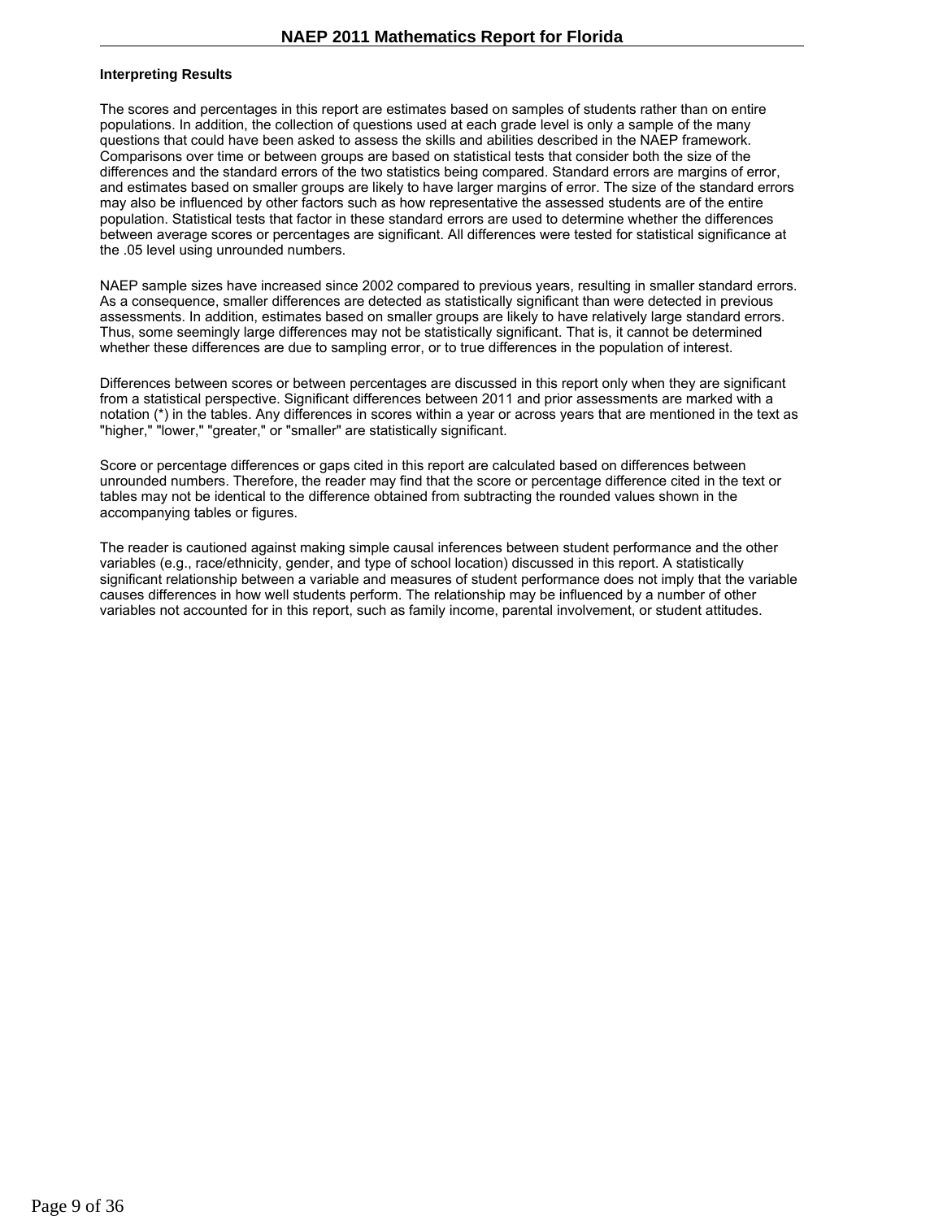#### Interpreting Results

The scores and percentages in this report are estimates based on samples of students rather than on entire populations. In addition, the collection of questions used at each grade level is only a sample of the many questions that could have been asked to assess the skills and abilities described in the NAEP framework. Comparisons over time or between groups are based on statistical tests that consider both the size of the differences and the standard errors of the two statistics being compared. Standard errors are margins of error, and estimates based on smaller groups are likely to have larger margins of error. The size of the standard errors may also be influenced by other factors such as how representative the assessed students are of the entire population. Statistical tests that factor in these standard errors are used to determine whether the differences between average scores or percentages are significant. All differences were tested for statistical significance at the .05 level using unrounded numbers.

NAEP sample sizes have increased since 2002 compared to previous years, resulting in smaller standard errors. As a consequence, smaller differences are detected as statistically significant than were detected in previous assessments. In addition, estimates based on smaller groups are likely to have relatively large standard errors. Thus, some seemingly large differences may not be statistically significant. That is, it cannot be determined whether these differences are due to sampling error, or to true differences in the population of interest.

Differences between scores or between percentages are discussed in this report only when they are significant from a statistical perspective. Significant differences between 2011 and prior assessments are marked with a notation (*) in the tables. Any differences in scores within a year or across years that are mentioned in the text as "higher," "lower," "greater," or "smaller" are statistically significant.

Score or percentage differences or gaps cited in this report are calculated based on differences between unrounded numbers. Therefore, the reader may find that the score or percentage difference cited in the text or tables may not be identical to the difference obtained from subtracting the rounded values shown in the accompanying tables or figures.

The reader is cautioned against making simple causal inferences between student performance and the other variables (e.g., race/ethnicity, gender, and type of school location) discussed in this report. A statistically significant relationship between a variable and measures of student performance does not imply that the variable causes differences in how well students perform. The relationship may be influenced by a number of other variables not accounted for in this report, such as family income, parental involvement, or student attitudes.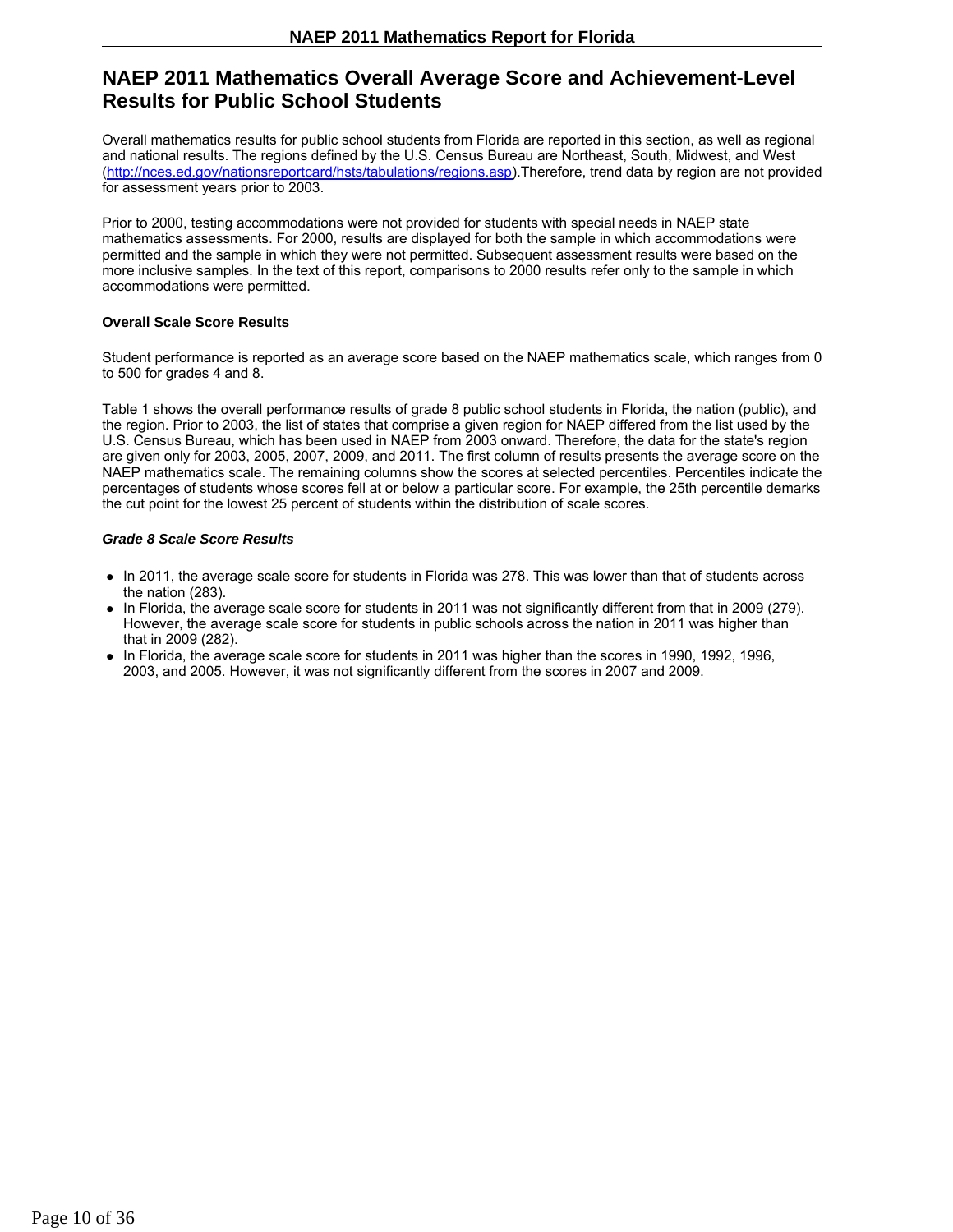## NAEP 2011 Mathematics Overall Average Score and Achievement-Level Results for Public School Students

Overall mathematics results for public school students from Florida are reported in this section, as well as regional and national results. The regions defined by the U.S. Census Bureau are Northeast, South, Midwest, and West (http://nces.ed.gov/nationsreportcard/hsts/tabulations/regions.asp).Therefore, trend data by region are not provided for assessment years prior to 2003.

Prior to 2000, testing accommodations were not provided for students with special needs in NAEP state mathematics assessments. For 2000, results are displayed for both the sample in which accommodations were permitted and the sample in which they were not permitted. Subsequent assessment results were based on the more inclusive samples. In the text of this report, comparisons to 2000 results refer only to the sample in which accommodations were permitted.

**Overall Scale Score Results**

Student performance is reported as an average score based on the NAEP mathematics scale, which ranges from 0 to 500 for grades 4 and 8.

Table 1 shows the overall performance results of grade 8 public school students in Florida, the nation (public), and the region. Prior to 2003, the list of states that comprise a given region for NAEP differed from the list used by the U.S. Census Bureau, which has been used in NAEP from 2003 onward. Therefore, the data for the state's region are given only for 2003, 2005, 2007, 2009, and 2011. The first column of results presents the average score on the NAEP mathematics scale. The remaining columns show the scores at selected percentiles. Percentiles indicate the percentages of students whose scores fell at or below a particular score. For example, the 25th percentile demarks the cut point for the lowest 25 percent of students within the distribution of scale scores.

***Grade 8 Scale Score Results***

- In 2011, the average scale score for students in Florida was 278. This was lower than that of students across the nation (283).
- In Florida, the average scale score for students in 2011 was not significantly different from that in 2009 (279). However, the average scale score for students in public schools across the nation in 2011 was higher than that in 2009 (282).
- In Florida, the average scale score for students in 2011 was higher than the scores in 1990, 1992, 1996, 2003, and 2005. However, it was not significantly different from the scores in 2007 and 2009.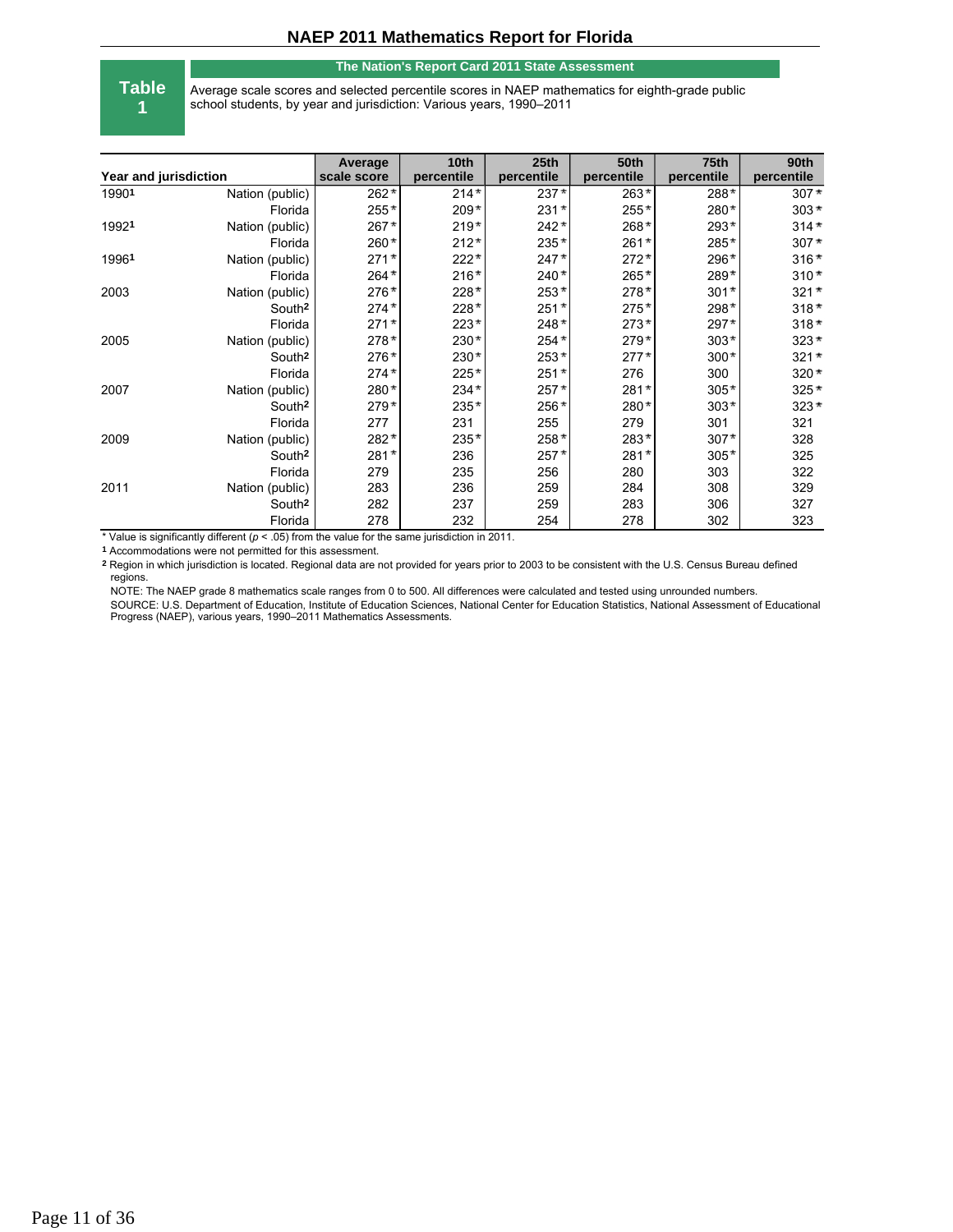## NAEP 2011 Mathematics Report for Florida

**Table 1**

**The Nation's Report Card 2011 State Assessment**

Average scale scores and selected percentile scores in NAEP mathematics for eighth-grade public school students, by year and jurisdiction: Various years, 1990–2011

| Year | Jurisdiction | Average scale score | 10th percentile | 25th percentile | 50th percentile | 75th percentile | 90th percentile |
|---|---|---|---|---|---|---|---|
| 1990[1] | Nation (public) | 262* | 214* | 237* | 263* | 288* | 307* |
| | Florida | 255* | 209* | 231* | 255* | 280* | 303* |
| 1992[1] | Nation (public) | 267* | 219* | 242* | 268* | 293* | 314* |
| | Florida | 260* | 212* | 235* | 261* | 285* | 307* |
| 1996[1] | Nation (public) | 271* | 222* | 247* | 272* | 296* | 316* |
| | Florida | 264* | 216* | 240* | 265* | 289* | 310* |
| 2003 | Nation (public) | 276* | 228* | 253* | 278* | 301* | 321* |
| | South[2] | 274* | 228* | 251* | 275* | 298* | 318* |
| | Florida | 271* | 223* | 248* | 273* | 297* | 318* |
| 2005 | Nation (public) | 278* | 230* | 254* | 279* | 303* | 323* |
| | South[2] | 276* | 230* | 253* | 277* | 300* | 321* |
| | Florida | 274* | 225* | 251* | 276 | 300 | 320* |
| 2007 | Nation (public) | 280* | 234* | 257* | 281* | 305* | 325* |
| | South[2] | 279* | 235* | 256* | 280* | 303* | 323* |
| | Florida | 277 | 231 | 255 | 279 | 301 | 321 |
| 2009 | Nation (public) | 282* | 235* | 258* | 283* | 307* | 328 |
| | South[2] | 281* | 236 | 257* | 281* | 305* | 325 |
| | Florida | 279 | 235 | 256 | 280 | 303 | 322 |
| 2011 | Nation (public) | 283 | 236 | 259 | 284 | 308 | 329 |
| | South[2] | 282 | 237 | 259 | 283 | 306 | 327 |
| | Florida | 278 | 232 | 254 | 278 | 302 | 323 |

* Value is significantly different ($p < .05$) from the value for the same jurisdiction in 2011.

[1] Accommodations were not permitted for this assessment.

[2] Region in which jurisdiction is located. Regional data are not provided for years prior to 2003 to be consistent with the U.S. Census Bureau defined regions.

NOTE: The NAEP grade 8 mathematics scale ranges from 0 to 500. All differences were calculated and tested using unrounded numbers.

SOURCE: U.S. Department of Education, Institute of Education Sciences, National Center for Education Statistics, National Assessment of Educational Progress (NAEP), various years, 1990–2011 Mathematics Assessments.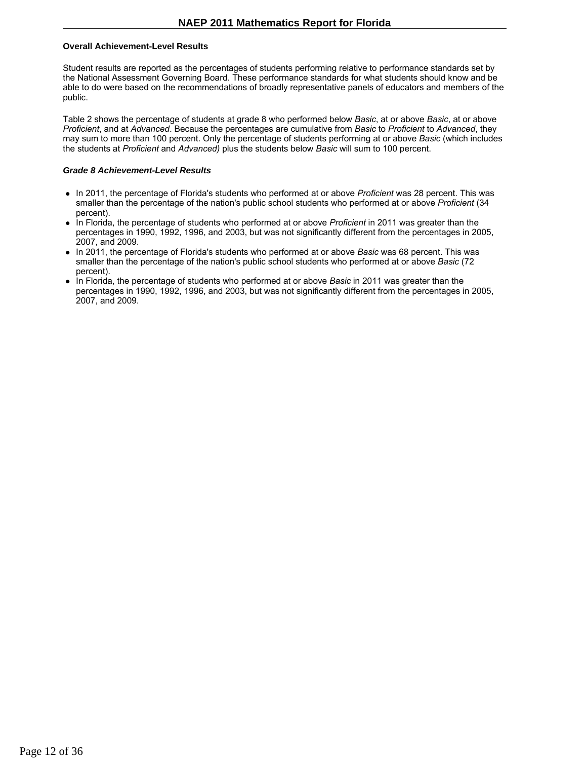### Overall Achievement-Level Results

Student results are reported as the percentages of students performing relative to performance standards set by the National Assessment Governing Board. These performance standards for what students should know and be able to do were based on the recommendations of broadly representative panels of educators and members of the public.

Table 2 shows the percentage of students at grade 8 who performed below *Basic*, at or above *Basic*, at or above *Proficient*, and at *Advanced*. Because the percentages are cumulative from *Basic* to *Proficient* to *Advanced*, they may sum to more than 100 percent. Only the percentage of students performing at or above *Basic* (which includes the students at *Proficient* and *Advanced)* plus the students below *Basic* will sum to 100 percent.

#### *Grade 8 Achievement-Level Results*

- In 2011, the percentage of Florida's students who performed at or above *Proficient* was 28 percent. This was smaller than the percentage of the nation's public school students who performed at or above *Proficient* (34 percent).
- In Florida, the percentage of students who performed at or above *Proficient* in 2011 was greater than the percentages in 1990, 1992, 1996, and 2003, but was not significantly different from the percentages in 2005, 2007, and 2009.
- In 2011, the percentage of Florida's students who performed at or above *Basic* was 68 percent. This was smaller than the percentage of the nation's public school students who performed at or above *Basic* (72 percent).
- In Florida, the percentage of students who performed at or above *Basic* in 2011 was greater than the percentages in 1990, 1992, 1996, and 2003, but was not significantly different from the percentages in 2005, 2007, and 2009.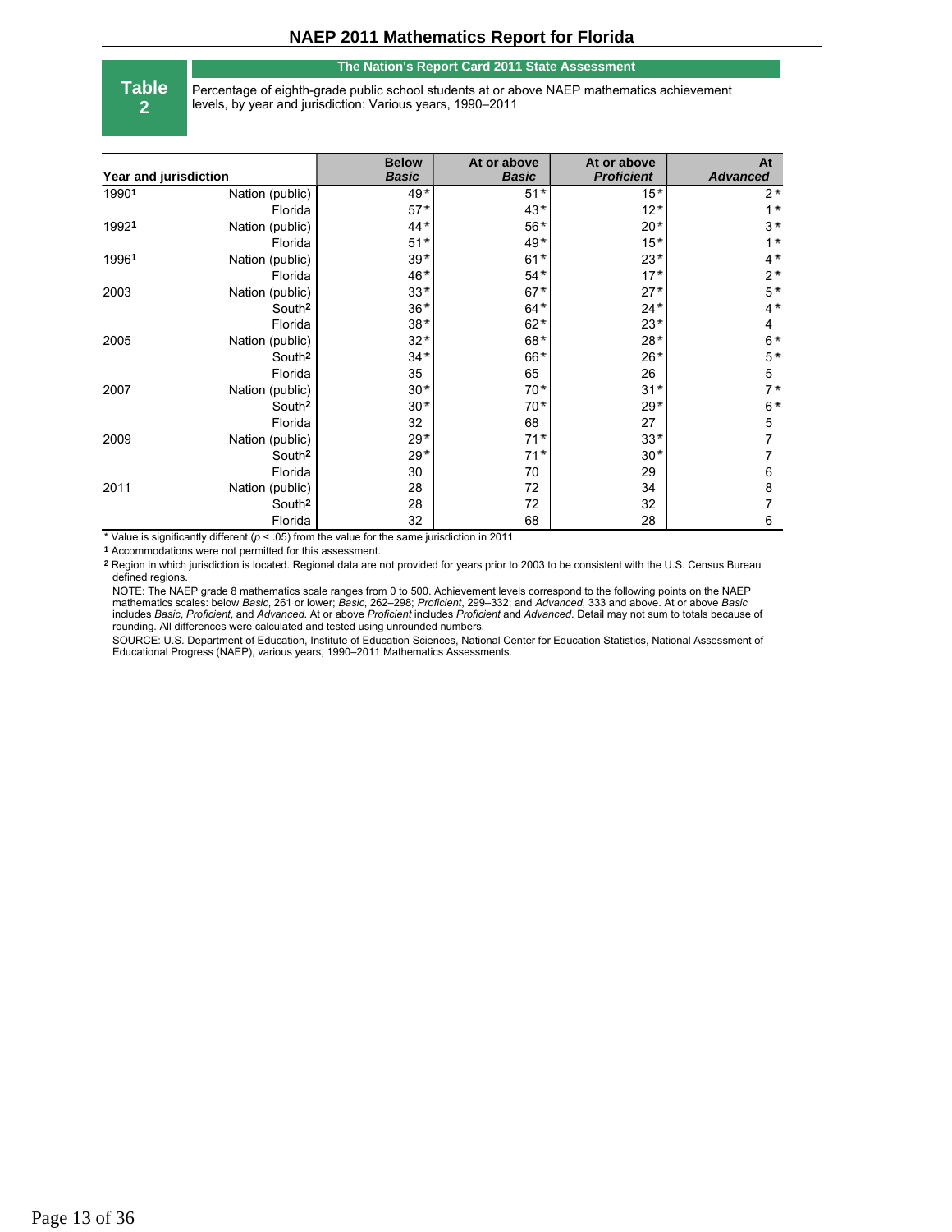## Table 2

**The Nation's Report Card 2011 State Assessment**

Percentage of eighth-grade public school students at or above NAEP mathematics achievement levels, by year and jurisdiction: Various years, 1990–2011

| Year and jurisdiction | | Below *Basic* | At or above *Basic* | At or above *Proficient* | At *Advanced* |
|---|---|---|---|---|---|
| 1990[1] | Nation (public) | 49* | 51* | 15* | 2* |
| | Florida | 57* | 43* | 12* | 1* |
| 1992[1] | Nation (public) | 44* | 56* | 20* | 3* |
| | Florida | 51* | 49* | 15* | 1* |
| 1996[1] | Nation (public) | 39* | 61* | 23* | 4* |
| | Florida | 46* | 54* | 17* | 2* |
| 2003 | Nation (public) | 33* | 67* | 27* | 5* |
| | South[2] | 36* | 64* | 24* | 4* |
| | Florida | 38* | 62* | 23* | 4 |
| 2005 | Nation (public) | 32* | 68* | 28* | 6* |
| | South[2] | 34* | 66* | 26* | 5* |
| | Florida | 35 | 65 | 26 | 5 |
| 2007 | Nation (public) | 30* | 70* | 31* | 7* |
| | South[2] | 30* | 70* | 29* | 6* |
| | Florida | 32 | 68 | 27 | 5 |
| 2009 | Nation (public) | 29* | 71* | 33* | 7 |
| | South[2] | 29* | 71* | 30* | 7 |
| | Florida | 30 | 70 | 29 | 6 |
| 2011 | Nation (public) | 28 | 72 | 34 | 8 |
| | South[2] | 28 | 72 | 32 | 7 |
| | Florida | 32 | 68 | 28 | 6 |

* Value is significantly different ($p < .05$) from the value for the same jurisdiction in 2011.

[1] Accommodations were not permitted for this assessment.

[2] Region in which jurisdiction is located. Regional data are not provided for years prior to 2003 to be consistent with the U.S. Census Bureau defined regions.

NOTE: The NAEP grade 8 mathematics scale ranges from 0 to 500. Achievement levels correspond to the following points on the NAEP mathematics scales: below *Basic*, 261 or lower; *Basic*, 262–298; *Proficient*, 299–332; and *Advanced*, 333 and above. At or above *Basic* includes *Basic*, *Proficient*, and *Advanced*. At or above *Proficient* includes *Proficient* and *Advanced*. Detail may not sum to totals because of rounding. All differences were calculated and tested using unrounded numbers.

SOURCE: U.S. Department of Education, Institute of Education Sciences, National Center for Education Statistics, National Assessment of Educational Progress (NAEP), various years, 1990–2011 Mathematics Assessments.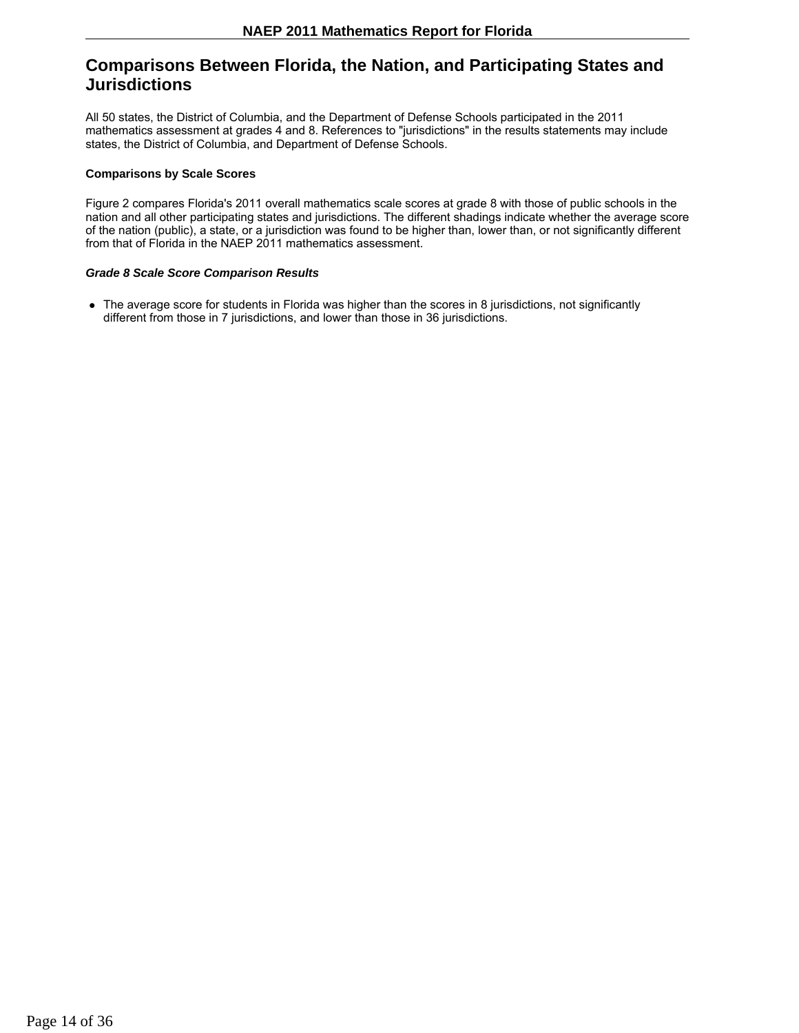## Comparisons Between Florida, the Nation, and Participating States and Jurisdictions

All 50 states, the District of Columbia, and the Department of Defense Schools participated in the 2011 mathematics assessment at grades 4 and 8. References to "jurisdictions" in the results statements may include states, the District of Columbia, and Department of Defense Schools.

**Comparisons by Scale Scores**

Figure 2 compares Florida's 2011 overall mathematics scale scores at grade 8 with those of public schools in the nation and all other participating states and jurisdictions. The different shadings indicate whether the average score of the nation (public), a state, or a jurisdiction was found to be higher than, lower than, or not significantly different from that of Florida in the NAEP 2011 mathematics assessment.

***Grade 8 Scale Score Comparison Results***

- The average score for students in Florida was higher than the scores in 8 jurisdictions, not significantly different from those in 7 jurisdictions, and lower than those in 36 jurisdictions.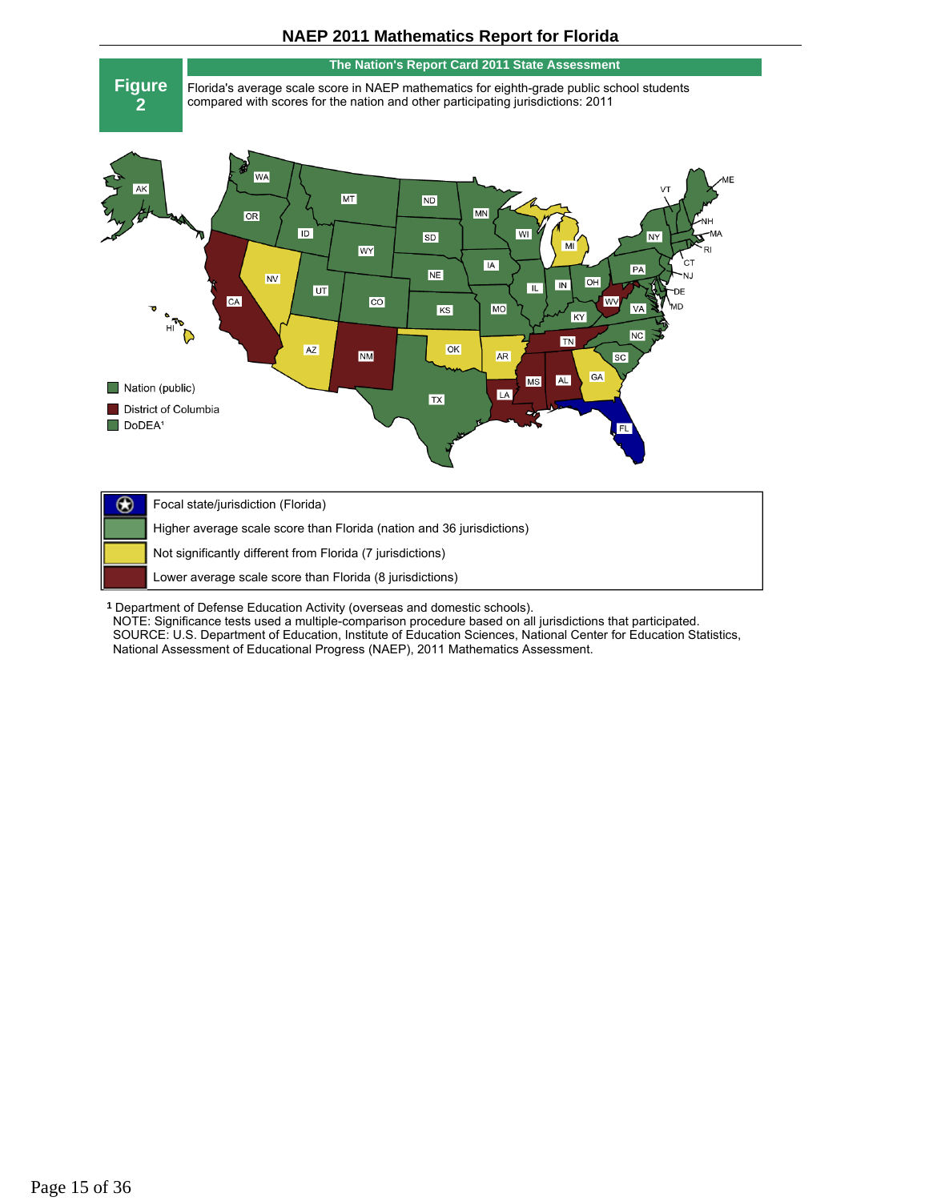# NAEP 2011 Mathematics Report for Florida

**Figure 2**

**The Nation's Report Card 2011 State Assessment**

Florida's average scale score in NAEP mathematics for eighth-grade public school students compared with scores for the nation and other participating jurisdictions: 2011

- Nation (public)
- District of Columbia
- DoDEA[1]

| | |
|---|---|
| Focal state/jurisdiction (Florida) | |
| Higher average scale score than Florida (nation and 36 jurisdictions) | |
| Not significantly different from Florida (7 jurisdictions) | |
| Lower average scale score than Florida (8 jurisdictions) | |

[1] Department of Defense Education Activity (overseas and domestic schools).
NOTE: Significance tests used a multiple-comparison procedure based on all jurisdictions that participated.
SOURCE: U.S. Department of Education, Institute of Education Sciences, National Center for Education Statistics, National Assessment of Educational Progress (NAEP), 2011 Mathematics Assessment.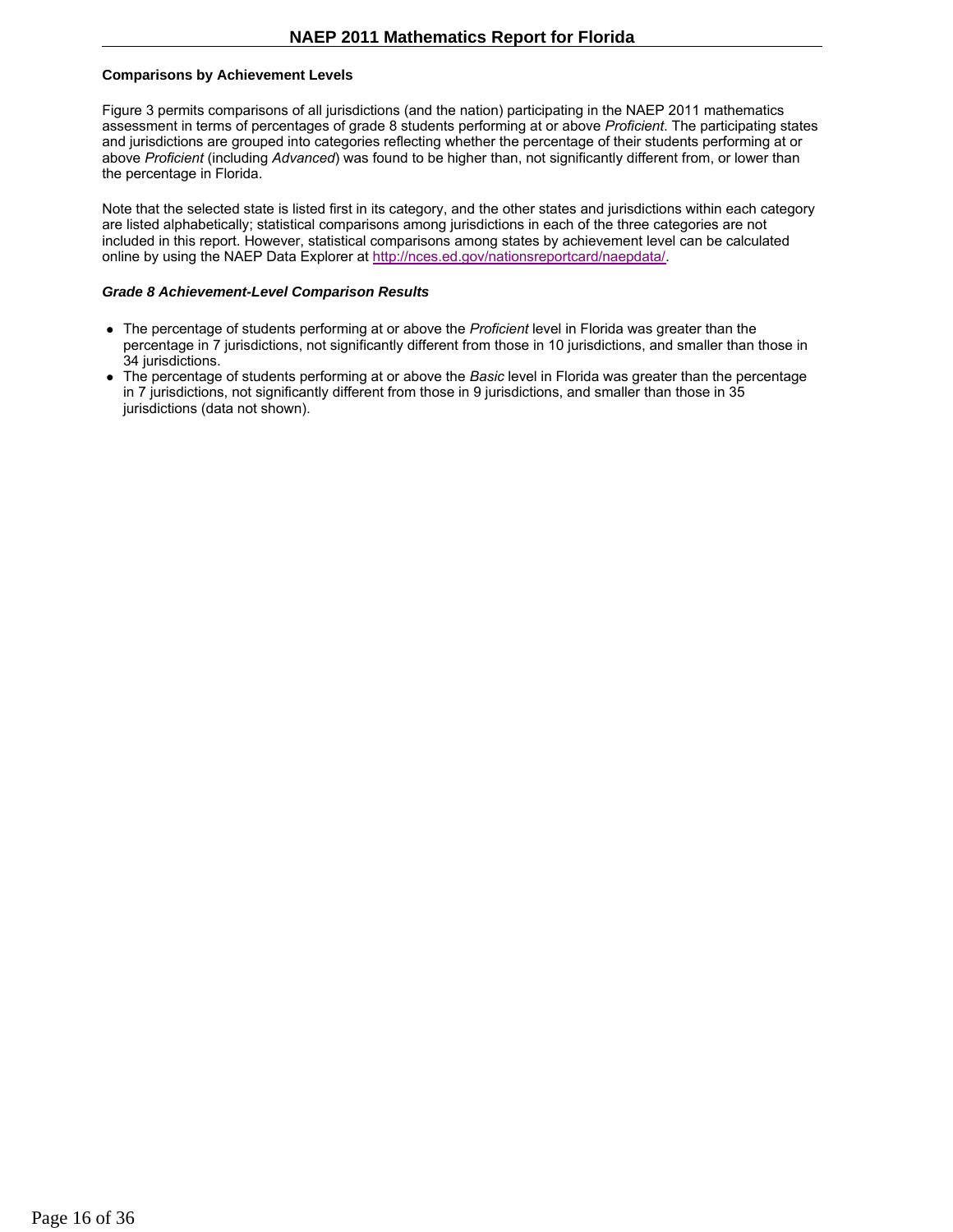## Comparisons by Achievement Levels

Figure 3 permits comparisons of all jurisdictions (and the nation) participating in the NAEP 2011 mathematics assessment in terms of percentages of grade 8 students performing at or above *Proficient*. The participating states and jurisdictions are grouped into categories reflecting whether the percentage of their students performing at or above *Proficient* (including *Advanced*) was found to be higher than, not significantly different from, or lower than the percentage in Florida.

Note that the selected state is listed first in its category, and the other states and jurisdictions within each category are listed alphabetically; statistical comparisons among jurisdictions in each of the three categories are not included in this report. However, statistical comparisons among states by achievement level can be calculated online by using the NAEP Data Explorer at http://nces.ed.gov/nationsreportcard/naepdata/.

### *Grade 8 Achievement-Level Comparison Results*

- The percentage of students performing at or above the *Proficient* level in Florida was greater than the percentage in 7 jurisdictions, not significantly different from those in 10 jurisdictions, and smaller than those in 34 jurisdictions.
- The percentage of students performing at or above the *Basic* level in Florida was greater than the percentage in 7 jurisdictions, not significantly different from those in 9 jurisdictions, and smaller than those in 35 jurisdictions (data not shown).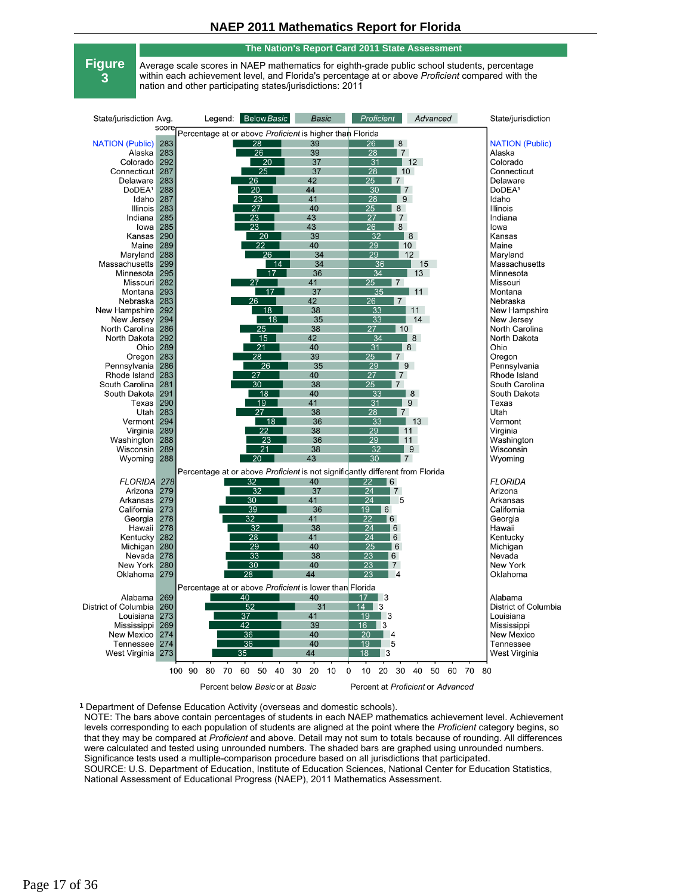## NAEP 2011 Mathematics Report for Florida

**Figure 3**

**The Nation's Report Card 2011 State Assessment**

Average scale scores in NAEP mathematics for eighth-grade public school students, percentage within each achievement level, and Florida's percentage at or above *Proficient* compared with the nation and other participating states/jurisdictions: 2011

Legend: *Below Basic*, *Basic*, *Proficient*, *Advanced*

| State/jurisdiction | Avg. score | Below *Basic* | *Basic* | *Proficient* | *Advanced* |
|---|---|---|---|---|---|
| **Percentage at or above *Proficient* is higher than Florida** | | | | | |
| NATION (Public) | 283 | 28 | 39 | 26 | 8 |
| Alaska | 283 | 26 | 39 | 28 | 7 |
| Colorado | 292 | 20 | 37 | 31 | 12 |
| Connecticut | 287 | 25 | 37 | 28 | 10 |
| Delaware | 283 | 26 | 42 | 25 | 7 |
| DoDEA[1] | 288 | 20 | 44 | 30 | 7 |
| Idaho | 287 | 23 | 41 | 28 | 9 |
| Illinois | 283 | 27 | 40 | 25 | 8 |
| Indiana | 285 | 23 | 43 | 27 | 7 |
| Iowa | 285 | 23 | 43 | 26 | 8 |
| Kansas | 290 | 20 | 39 | 32 | 8 |
| Maine | 289 | 22 | 40 | 29 | 10 |
| Maryland | 288 | 26 | 34 | 29 | 12 |
| Massachusetts | 299 | 14 | 34 | 36 | 15 |
| Minnesota | 295 | 17 | 36 | 34 | 13 |
| Missouri | 282 | 27 | 41 | 25 | 7 |
| Montana | 293 | 17 | 37 | 35 | 11 |
| Nebraska | 283 | 26 | 42 | 26 | 7 |
| New Hampshire | 292 | 18 | 38 | 33 | 11 |
| New Jersey | 294 | 18 | 35 | 33 | 14 |
| North Carolina | 286 | 25 | 38 | 27 | 10 |
| North Dakota | 292 | 15 | 42 | 34 | 8 |
| Ohio | 289 | 21 | 40 | 31 | 8 |
| Oregon | 283 | 28 | 39 | 25 | 7 |
| Pennsylvania | 286 | 26 | 35 | 29 | 9 |
| Rhode Island | 283 | 27 | 40 | 27 | 7 |
| South Carolina | 281 | 30 | 38 | 25 | 7 |
| South Dakota | 291 | 18 | 40 | 33 | 8 |
| Texas | 290 | 19 | 41 | 31 | 9 |
| Utah | 283 | 27 | 38 | 28 | 7 |
| Vermont | 294 | 18 | 36 | 33 | 13 |
| Virginia | 289 | 22 | 38 | 29 | 11 |
| Washington | 288 | 23 | 36 | 29 | 11 |
| Wisconsin | 289 | 21 | 38 | 32 | 9 |
| Wyoming | 288 | 20 | 43 | 30 | 7 |
| **Percentage at or above *Proficient* is not significantly different from Florida** | | | | | |
| *FLORIDA* | 278 | 32 | 40 | 22 | 6 |
| Arizona | 279 | 32 | 37 | 24 | 7 |
| Arkansas | 279 | 30 | 41 | 24 | 5 |
| California | 273 | 39 | 36 | 19 | 6 |
| Georgia | 278 | 32 | 41 | 22 | 6 |
| Hawaii | 278 | 32 | 38 | 24 | 6 |
| Kentucky | 282 | 28 | 41 | 24 | 6 |
| Michigan | 280 | 29 | 40 | 25 | 6 |
| Nevada | 278 | 33 | 38 | 23 | 6 |
| New York | 280 | 30 | 40 | 23 | 7 |
| Oklahoma | 279 | 28 | 44 | 23 | 4 |
| **Percentage at or above *Proficient* is lower than Florida** | | | | | |
| Alabama | 269 | 40 | 40 | 17 | 3 |
| District of Columbia | 260 | 52 | 31 | 14 | 3 |
| Louisiana | 273 | 37 | 41 | 19 | 3 |
| Mississippi | 269 | 42 | 39 | 16 | 3 |
| New Mexico | 274 | 36 | 40 | 20 | 4 |
| Tennessee | 274 | 36 | 40 | 19 | 5 |
| West Virginia | 273 | 35 | 44 | 18 | 3 |

Percent below *Basic* or at *Basic* | Percent at *Proficient* or *Advanced*

[1] Department of Defense Education Activity (overseas and domestic schools).

NOTE: The bars above contain percentages of students in each NAEP mathematics achievement level. Achievement levels corresponding to each population of students are aligned at the point where the *Proficient* category begins, so that they may be compared at *Proficient* and above. Detail may not sum to totals because of rounding. All differences were calculated and tested using unrounded numbers. The shaded bars are graphed using unrounded numbers. Significance tests used a multiple-comparison procedure based on all jurisdictions that participated.

SOURCE: U.S. Department of Education, Institute of Education Sciences, National Center for Education Statistics, National Assessment of Educational Progress (NAEP), 2011 Mathematics Assessment.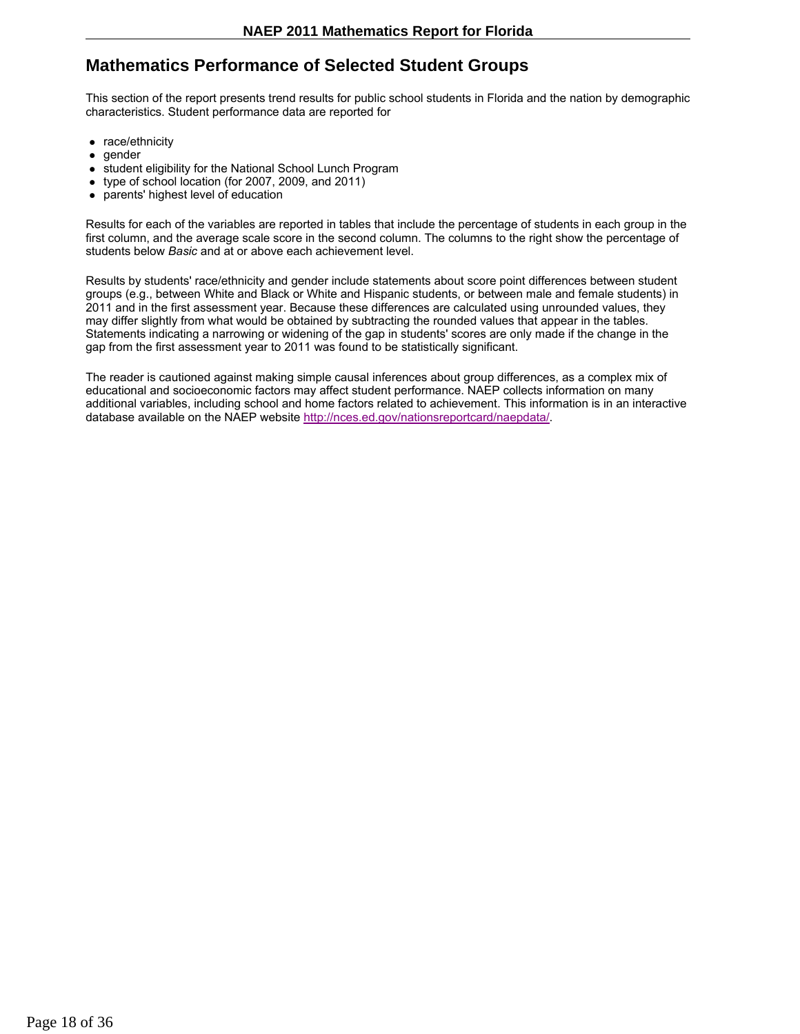## Mathematics Performance of Selected Student Groups

This section of the report presents trend results for public school students in Florida and the nation by demographic characteristics. Student performance data are reported for

- race/ethnicity
- gender
- student eligibility for the National School Lunch Program
- type of school location (for 2007, 2009, and 2011)
- parents' highest level of education

Results for each of the variables are reported in tables that include the percentage of students in each group in the first column, and the average scale score in the second column. The columns to the right show the percentage of students below *Basic* and at or above each achievement level.

Results by students' race/ethnicity and gender include statements about score point differences between student groups (e.g., between White and Black or White and Hispanic students, or between male and female students) in 2011 and in the first assessment year. Because these differences are calculated using unrounded values, they may differ slightly from what would be obtained by subtracting the rounded values that appear in the tables. Statements indicating a narrowing or widening of the gap in students' scores are only made if the change in the gap from the first assessment year to 2011 was found to be statistically significant.

The reader is cautioned against making simple causal inferences about group differences, as a complex mix of educational and socioeconomic factors may affect student performance. NAEP collects information on many additional variables, including school and home factors related to achievement. This information is in an interactive database available on the NAEP website http://nces.ed.gov/nationsreportcard/naepdata/.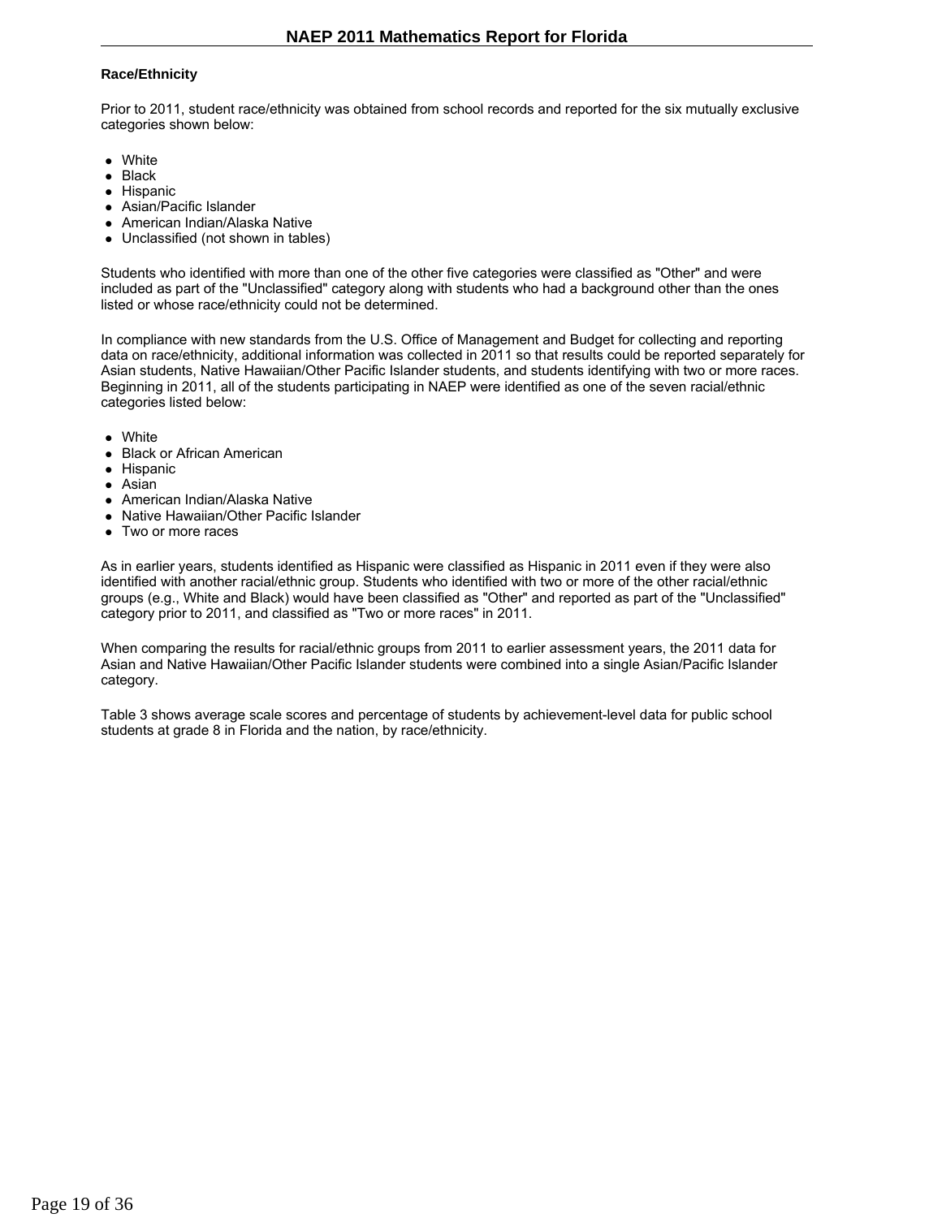### Race/Ethnicity

Prior to 2011, student race/ethnicity was obtained from school records and reported for the six mutually exclusive categories shown below:

- White
- Black
- Hispanic
- Asian/Pacific Islander
- American Indian/Alaska Native
- Unclassified (not shown in tables)

Students who identified with more than one of the other five categories were classified as "Other" and were included as part of the "Unclassified" category along with students who had a background other than the ones listed or whose race/ethnicity could not be determined.

In compliance with new standards from the U.S. Office of Management and Budget for collecting and reporting data on race/ethnicity, additional information was collected in 2011 so that results could be reported separately for Asian students, Native Hawaiian/Other Pacific Islander students, and students identifying with two or more races. Beginning in 2011, all of the students participating in NAEP were identified as one of the seven racial/ethnic categories listed below:

- White
- Black or African American
- Hispanic
- Asian
- American Indian/Alaska Native
- Native Hawaiian/Other Pacific Islander
- Two or more races

As in earlier years, students identified as Hispanic were classified as Hispanic in 2011 even if they were also identified with another racial/ethnic group. Students who identified with two or more of the other racial/ethnic groups (e.g., White and Black) would have been classified as "Other" and reported as part of the "Unclassified" category prior to 2011, and classified as "Two or more races" in 2011.

When comparing the results for racial/ethnic groups from 2011 to earlier assessment years, the 2011 data for Asian and Native Hawaiian/Other Pacific Islander students were combined into a single Asian/Pacific Islander category.

Table 3 shows average scale scores and percentage of students by achievement-level data for public school students at grade 8 in Florida and the nation, by race/ethnicity.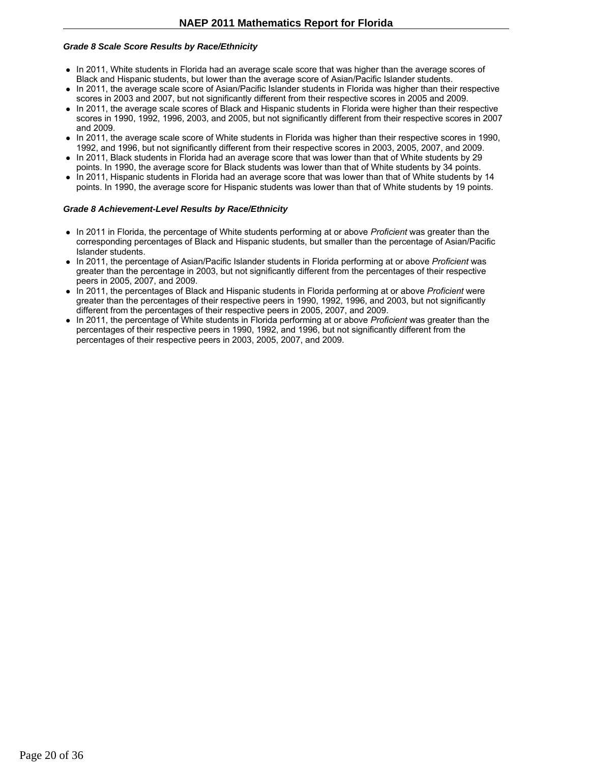### *Grade 8 Scale Score Results by Race/Ethnicity*

- In 2011, White students in Florida had an average scale score that was higher than the average scores of Black and Hispanic students, but lower than the average score of Asian/Pacific Islander students.
- In 2011, the average scale score of Asian/Pacific Islander students in Florida was higher than their respective scores in 2003 and 2007, but not significantly different from their respective scores in 2005 and 2009.
- In 2011, the average scale scores of Black and Hispanic students in Florida were higher than their respective scores in 1990, 1992, 1996, 2003, and 2005, but not significantly different from their respective scores in 2007 and 2009.
- In 2011, the average scale score of White students in Florida was higher than their respective scores in 1990, 1992, and 1996, but not significantly different from their respective scores in 2003, 2005, 2007, and 2009.
- In 2011, Black students in Florida had an average score that was lower than that of White students by 29 points. In 1990, the average score for Black students was lower than that of White students by 34 points.
- In 2011, Hispanic students in Florida had an average score that was lower than that of White students by 14 points. In 1990, the average score for Hispanic students was lower than that of White students by 19 points.

### *Grade 8 Achievement-Level Results by Race/Ethnicity*

- In 2011 in Florida, the percentage of White students performing at or above *Proficient* was greater than the corresponding percentages of Black and Hispanic students, but smaller than the percentage of Asian/Pacific Islander students.
- In 2011, the percentage of Asian/Pacific Islander students in Florida performing at or above *Proficient* was greater than the percentage in 2003, but not significantly different from the percentages of their respective peers in 2005, 2007, and 2009.
- In 2011, the percentages of Black and Hispanic students in Florida performing at or above *Proficient* were greater than the percentages of their respective peers in 1990, 1992, 1996, and 2003, but not significantly different from the percentages of their respective peers in 2005, 2007, and 2009.
- In 2011, the percentage of White students in Florida performing at or above *Proficient* was greater than the percentages of their respective peers in 1990, 1992, and 1996, but not significantly different from the percentages of their respective peers in 2003, 2005, 2007, and 2009.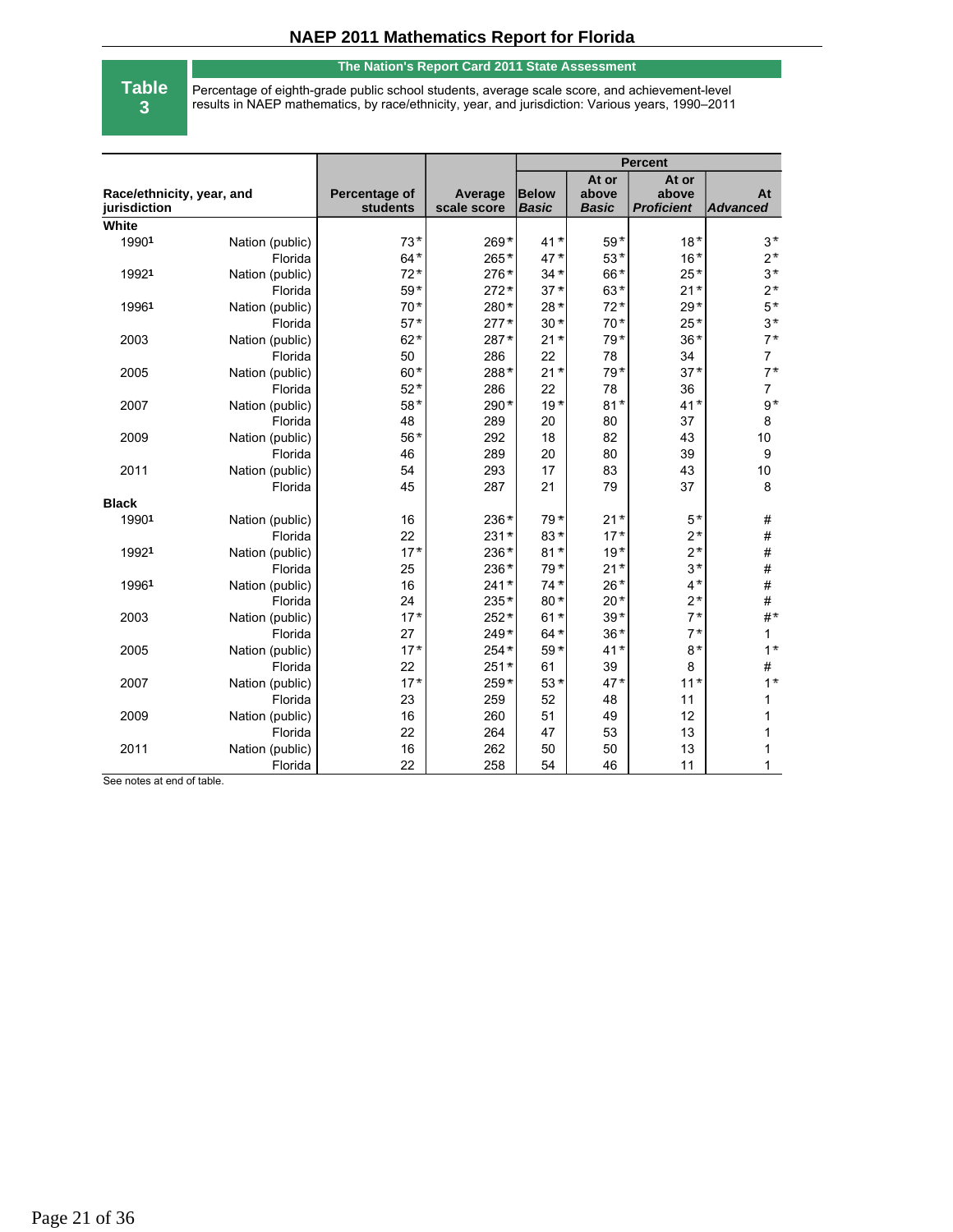# NAEP 2011 Mathematics Report for Florida

**Table 3**

**The Nation's Report Card 2011 State Assessment**

Percentage of eighth-grade public school students, average scale score, and achievement-level results in NAEP mathematics, by race/ethnicity, year, and jurisdiction: Various years, 1990–2011

| Race/ethnicity, year, and jurisdiction | | Percentage of students | Average scale score | Percent | | | |
|---|---|---|---|---|---|---|---|
| | | | | *Below Basic* | At or above *Basic* | At or above *Proficient* | At *Advanced* |
| **White** | | | | | | | |
| 1990[1] | Nation (public) | 73* | 269* | 41* | 59* | 18* | 3* |
| | Florida | 64* | 265* | 47* | 53* | 16* | 2* |
| 1992[1] | Nation (public) | 72* | 276* | 34* | 66* | 25* | 3* |
| | Florida | 59* | 272* | 37* | 63* | 21* | 2* |
| 1996[1] | Nation (public) | 70* | 280* | 28* | 72* | 29* | 5* |
| | Florida | 57* | 277* | 30* | 70* | 25* | 3* |
| 2003 | Nation (public) | 62* | 287* | 21* | 79* | 36* | 7* |
| | Florida | 50 | 286 | 22 | 78 | 34 | 7 |
| 2005 | Nation (public) | 60* | 288* | 21* | 79* | 37* | 7* |
| | Florida | 52* | 286 | 22 | 78 | 36 | 7 |
| 2007 | Nation (public) | 58* | 290* | 19* | 81* | 41* | 9* |
| | Florida | 48 | 289 | 20 | 80 | 37 | 8 |
| 2009 | Nation (public) | 56* | 292 | 18 | 82 | 43 | 10 |
| | Florida | 46 | 289 | 20 | 80 | 39 | 9 |
| 2011 | Nation (public) | 54 | 293 | 17 | 83 | 43 | 10 |
| | Florida | 45 | 287 | 21 | 79 | 37 | 8 |
| **Black** | | | | | | | |
| 1990[1] | Nation (public) | 16 | 236* | 79* | 21* | 5* | # |
| | Florida | 22 | 231* | 83* | 17* | 2* | # |
| 1992[1] | Nation (public) | 17* | 236* | 81* | 19* | 2* | # |
| | Florida | 25 | 236* | 79* | 21* | 3* | # |
| 1996[1] | Nation (public) | 16 | 241* | 74* | 26* | 4* | # |
| | Florida | 24 | 235* | 80* | 20* | 2* | # |
| 2003 | Nation (public) | 17* | 252* | 61* | 39* | 7* | #* |
| | Florida | 27 | 249* | 64* | 36* | 7* | 1 |
| 2005 | Nation (public) | 17* | 254* | 59* | 41* | 8* | 1* |
| | Florida | 22 | 251* | 61 | 39 | 8 | # |
| 2007 | Nation (public) | 17* | 259* | 53* | 47* | 11* | 1* |
| | Florida | 23 | 259 | 52 | 48 | 11 | 1 |
| 2009 | Nation (public) | 16 | 260 | 51 | 49 | 12 | 1 |
| | Florida | 22 | 264 | 47 | 53 | 13 | 1 |
| 2011 | Nation (public) | 16 | 262 | 50 | 50 | 13 | 1 |
| | Florida | 22 | 258 | 54 | 46 | 11 | 1 |

See notes at end of table.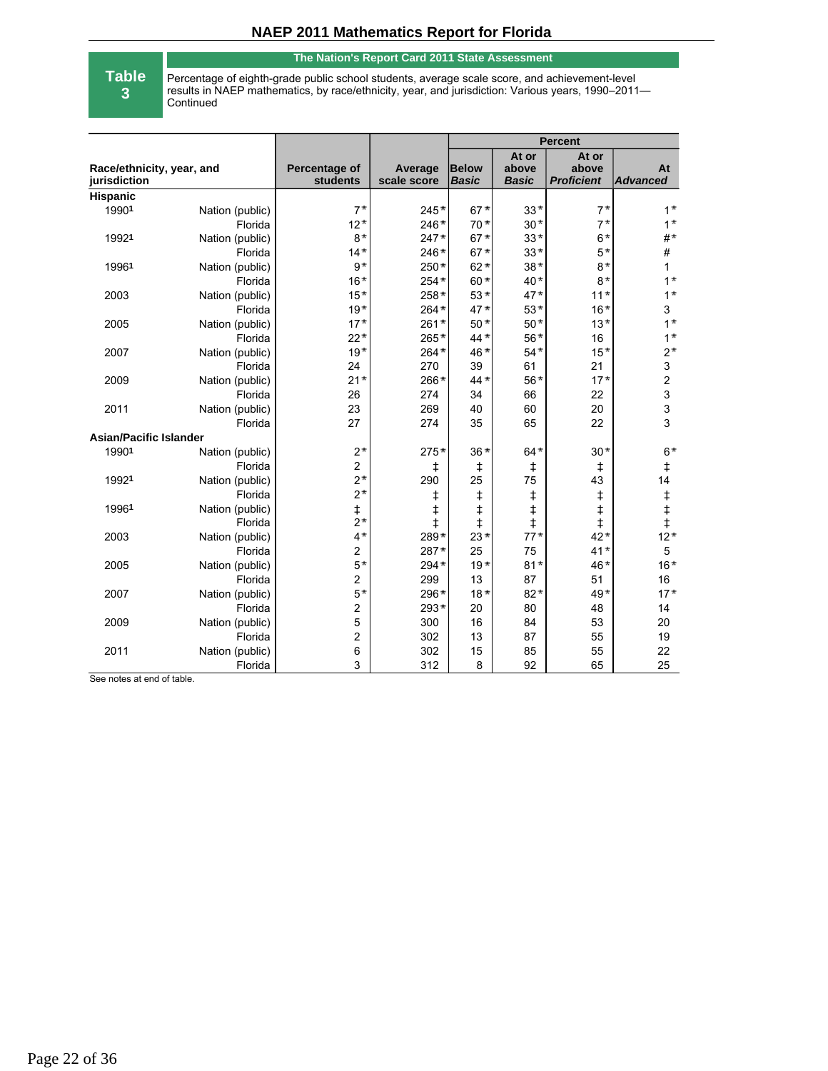# NAEP 2011 Mathematics Report for Florida

**Table 3**

**The Nation's Report Card 2011 State Assessment**

Percentage of eighth-grade public school students, average scale score, and achievement-level results in NAEP mathematics, by race/ethnicity, year, and jurisdiction: Various years, 1990–2011—Continued

| Race/ethnicity, year, and jurisdiction | | Percentage of students | Average scale score | Percent | | | |
|---|---|---|---|---|---|---|---|
| | | | | *Below Basic* | At or above *Basic* | At or above *Proficient* | At *Advanced* |
| **Hispanic** | | | | | | | |
| 1990[1] | Nation (public) | 7* | 245* | 67* | 33* | 7* | 1* |
| | Florida | 12* | 246* | 70* | 30* | 7* | 1* |
| 1992[1] | Nation (public) | 8* | 247* | 67* | 33* | 6* | #* |
| | Florida | 14* | 246* | 67* | 33* | 5* | # |
| 1996[1] | Nation (public) | 9* | 250* | 62* | 38* | 8* | 1 |
| | Florida | 16* | 254* | 60* | 40* | 8* | 1* |
| 2003 | Nation (public) | 15* | 258* | 53* | 47* | 11* | 1* |
| | Florida | 19* | 264* | 47* | 53* | 16* | 3 |
| 2005 | Nation (public) | 17* | 261* | 50* | 50* | 13* | 1* |
| | Florida | 22* | 265* | 44* | 56* | 16 | 1* |
| 2007 | Nation (public) | 19* | 264* | 46* | 54* | 15* | 2* |
| | Florida | 24 | 270 | 39 | 61 | 21 | 3 |
| 2009 | Nation (public) | 21* | 266* | 44* | 56* | 17* | 2 |
| | Florida | 26 | 274 | 34 | 66 | 22 | 3 |
| 2011 | Nation (public) | 23 | 269 | 40 | 60 | 20 | 3 |
| | Florida | 27 | 274 | 35 | 65 | 22 | 3 |
| **Asian/Pacific Islander** | | | | | | | |
| 1990[1] | Nation (public) | 2* | 275* | 36* | 64* | 30* | 6* |
| | Florida | 2 | ‡ | ‡ | ‡ | ‡ | ‡ |
| 1992[1] | Nation (public) | 2* | 290 | 25 | 75 | 43 | 14 |
| | Florida | 2* | ‡ | ‡ | ‡ | ‡ | ‡ |
| 1996[1] | Nation (public) | ‡ | ‡ | ‡ | ‡ | ‡ | ‡ |
| | Florida | 2* | ‡ | ‡ | ‡ | ‡ | ‡ |
| 2003 | Nation (public) | 4* | 289* | 23* | 77* | 42* | 12* |
| | Florida | 2 | 287* | 25 | 75 | 41* | 5 |
| 2005 | Nation (public) | 5* | 294* | 19* | 81* | 46* | 16* |
| | Florida | 2 | 299 | 13 | 87 | 51 | 16 |
| 2007 | Nation (public) | 5* | 296* | 18* | 82* | 49* | 17* |
| | Florida | 2 | 293* | 20 | 80 | 48 | 14 |
| 2009 | Nation (public) | 5 | 300 | 16 | 84 | 53 | 20 |
| | Florida | 2 | 302 | 13 | 87 | 55 | 19 |
| 2011 | Nation (public) | 6 | 302 | 15 | 85 | 55 | 22 |
| | Florida | 3 | 312 | 8 | 92 | 65 | 25 |

See notes at end of table.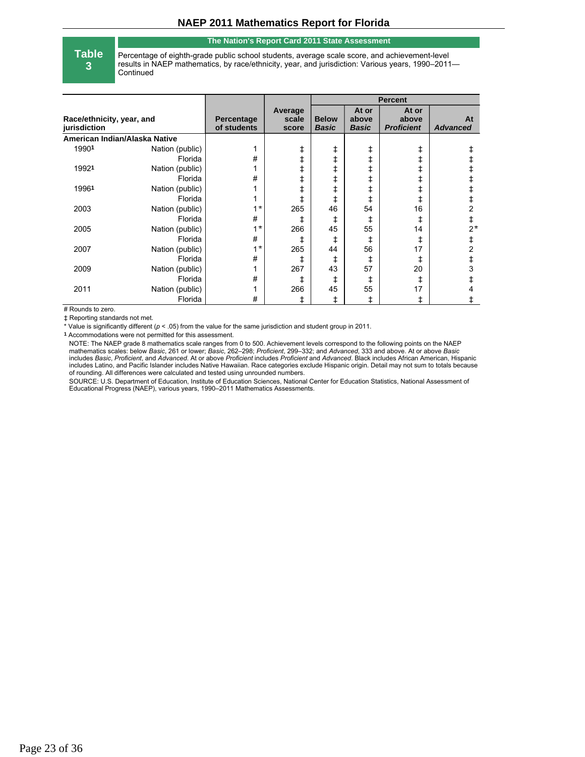NAEP 2011 Mathematics Report for Florida

**Table 3**

**The Nation's Report Card 2011 State Assessment**

Percentage of eighth-grade public school students, average scale score, and achievement-level results in NAEP mathematics, by race/ethnicity, year, and jurisdiction: Various years, 1990–2011—Continued

| Race/ethnicity, year, and jurisdiction | | Percentage of students | Average scale score | Percent | | | |
|---|---|---|---|---|---|---|---|
| | | | | Below *Basic* | At or above *Basic* | At or above *Proficient* | At *Advanced* |
| **American Indian/Alaska Native** | | | | | | | |
| 1990[1] | Nation (public) | 1 | ‡ | ‡ | ‡ | ‡ | ‡ |
| | Florida | # | ‡ | ‡ | ‡ | ‡ | ‡ |
| 1992[1] | Nation (public) | 1 | ‡ | ‡ | ‡ | ‡ | ‡ |
| | Florida | # | ‡ | ‡ | ‡ | ‡ | ‡ |
| 1996[1] | Nation (public) | 1 | ‡ | ‡ | ‡ | ‡ | ‡ |
| | Florida | 1 | ‡ | ‡ | ‡ | ‡ | ‡ |
| 2003 | Nation (public) | 1* | 265 | 46 | 54 | 16 | 2 |
| | Florida | # | ‡ | ‡ | ‡ | ‡ | ‡ |
| 2005 | Nation (public) | 1* | 266 | 45 | 55 | 14 | 2* |
| | Florida | # | ‡ | ‡ | ‡ | ‡ | ‡ |
| 2007 | Nation (public) | 1* | 265 | 44 | 56 | 17 | 2 |
| | Florida | # | ‡ | ‡ | ‡ | ‡ | ‡ |
| 2009 | Nation (public) | 1 | 267 | 43 | 57 | 20 | 3 |
| | Florida | # | ‡ | ‡ | ‡ | ‡ | ‡ |
| 2011 | Nation (public) | 1 | 266 | 45 | 55 | 17 | 4 |
| | Florida | # | ‡ | ‡ | ‡ | ‡ | ‡ |

# Rounds to zero.

‡ Reporting standards not met.

* Value is significantly different ($p < .05$) from the value for the same jurisdiction and student group in 2011.

[1] Accommodations were not permitted for this assessment.

NOTE: The NAEP grade 8 mathematics scale ranges from 0 to 500. Achievement levels correspond to the following points on the NAEP mathematics scales: below *Basic*, 261 or lower; *Basic*, 262–298; *Proficient*, 299–332; and *Advanced*, 333 and above. At or above *Basic* includes *Basic*, *Proficient*, and *Advanced*. At or above *Proficient* includes *Proficient* and *Advanced*. Black includes African American, Hispanic includes Latino, and Pacific Islander includes Native Hawaiian. Race categories exclude Hispanic origin. Detail may not sum to totals because of rounding. All differences were calculated and tested using unrounded numbers.

SOURCE: U.S. Department of Education, Institute of Education Sciences, National Center for Education Statistics, National Assessment of Educational Progress (NAEP), various years, 1990–2011 Mathematics Assessments.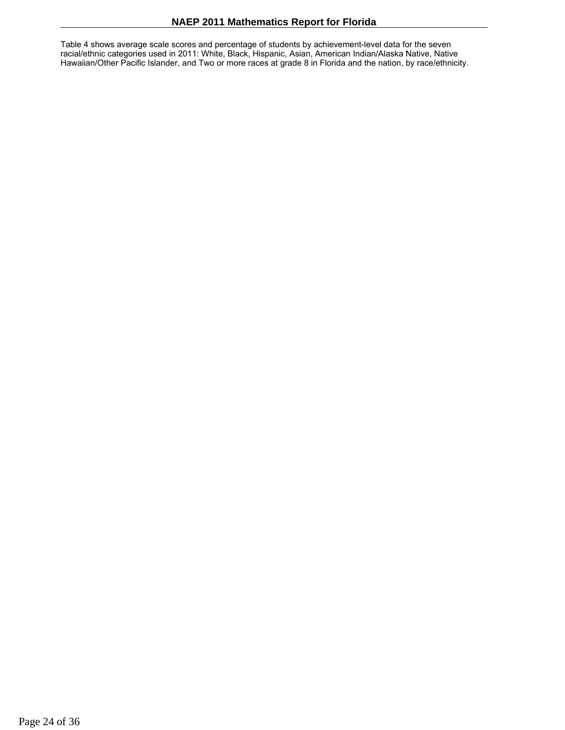Table 4 shows average scale scores and percentage of students by achievement-level data for the seven racial/ethnic categories used in 2011: White, Black, Hispanic, Asian, American Indian/Alaska Native, Native Hawaiian/Other Pacific Islander, and Two or more races at grade 8 in Florida and the nation, by race/ethnicity.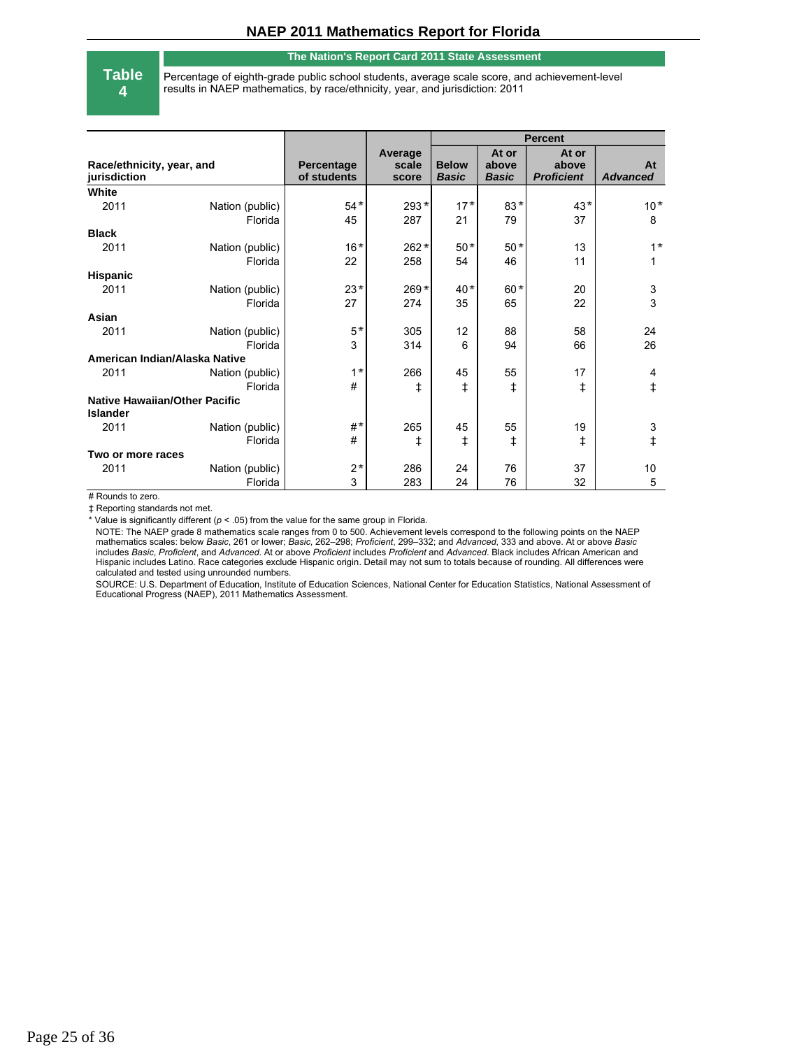## NAEP 2011 Mathematics Report for Florida

**Table 4**

**The Nation's Report Card 2011 State Assessment**

Percentage of eighth-grade public school students, average scale score, and achievement-level results in NAEP mathematics, by race/ethnicity, year, and jurisdiction: 2011

| Race/ethnicity, year, and jurisdiction | | Percentage of students | Average scale score | Percent | | | |
|---|---|---|---|---|---|---|---|
| | | | | Below *Basic* | At or above *Basic* | At or above *Proficient* | At *Advanced* |
| **White** | | | | | | | |
| 2011 | Nation (public) | 54* | 293* | 17* | 83* | 43* | 10* |
| | Florida | 45 | 287 | 21 | 79 | 37 | 8 |
| **Black** | | | | | | | |
| 2011 | Nation (public) | 16* | 262* | 50* | 50* | 13 | 1* |
| | Florida | 22 | 258 | 54 | 46 | 11 | 1 |
| **Hispanic** | | | | | | | |
| 2011 | Nation (public) | 23* | 269* | 40* | 60* | 20 | 3 |
| | Florida | 27 | 274 | 35 | 65 | 22 | 3 |
| **Asian** | | | | | | | |
| 2011 | Nation (public) | 5* | 305 | 12 | 88 | 58 | 24 |
| | Florida | 3 | 314 | 6 | 94 | 66 | 26 |
| **American Indian/Alaska Native** | | | | | | | |
| 2011 | Nation (public) | 1* | 266 | 45 | 55 | 17 | 4 |
| | Florida | # | ‡ | ‡ | ‡ | ‡ | ‡ |
| **Native Hawaiian/Other Pacific Islander** | | | | | | | |
| 2011 | Nation (public) | #* | 265 | 45 | 55 | 19 | 3 |
| | Florida | # | ‡ | ‡ | ‡ | ‡ | ‡ |
| **Two or more races** | | | | | | | |
| 2011 | Nation (public) | 2* | 286 | 24 | 76 | 37 | 10 |
| | Florida | 3 | 283 | 24 | 76 | 32 | 5 |

# Rounds to zero.

‡ Reporting standards not met.

\* Value is significantly different ($p < .05$) from the value for the same group in Florida.

NOTE: The NAEP grade 8 mathematics scale ranges from 0 to 500. Achievement levels correspond to the following points on the NAEP mathematics scales: below *Basic*, 261 or lower; *Basic*, 262–298; *Proficient*, 299–332; and *Advanced*, 333 and above. At or above *Basic* includes *Basic*, *Proficient*, and *Advanced*. At or above *Proficient* includes *Proficient* and *Advanced*. Black includes African American and Hispanic includes Latino. Race categories exclude Hispanic origin. Detail may not sum to totals because of rounding. All differences were calculated and tested using unrounded numbers.

SOURCE: U.S. Department of Education, Institute of Education Sciences, National Center for Education Statistics, National Assessment of Educational Progress (NAEP), 2011 Mathematics Assessment.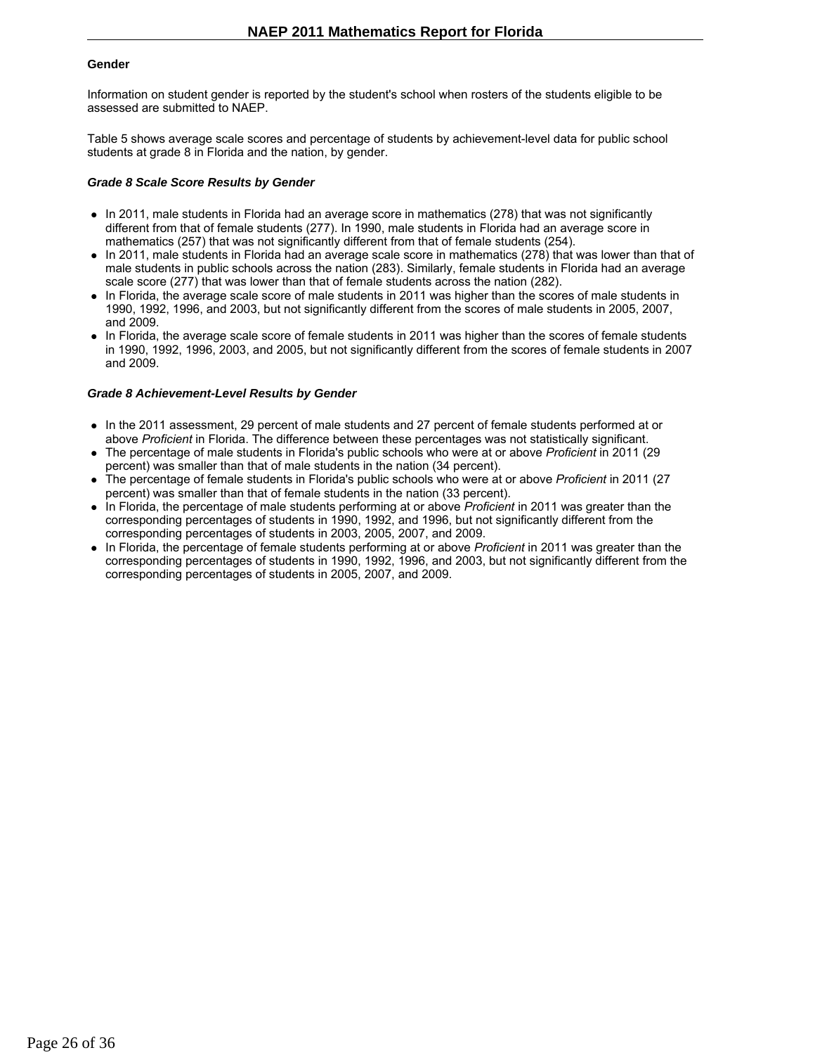## Gender

Information on student gender is reported by the student's school when rosters of the students eligible to be assessed are submitted to NAEP.

Table 5 shows average scale scores and percentage of students by achievement-level data for public school students at grade 8 in Florida and the nation, by gender.

### *Grade 8 Scale Score Results by Gender*

- In 2011, male students in Florida had an average score in mathematics (278) that was not significantly different from that of female students (277). In 1990, male students in Florida had an average score in mathematics (257) that was not significantly different from that of female students (254).
- In 2011, male students in Florida had an average scale score in mathematics (278) that was lower than that of male students in public schools across the nation (283). Similarly, female students in Florida had an average scale score (277) that was lower than that of female students across the nation (282).
- In Florida, the average scale score of male students in 2011 was higher than the scores of male students in 1990, 1992, 1996, and 2003, but not significantly different from the scores of male students in 2005, 2007, and 2009.
- In Florida, the average scale score of female students in 2011 was higher than the scores of female students in 1990, 1992, 1996, 2003, and 2005, but not significantly different from the scores of female students in 2007 and 2009.

### *Grade 8 Achievement-Level Results by Gender*

- In the 2011 assessment, 29 percent of male students and 27 percent of female students performed at or above *Proficient* in Florida. The difference between these percentages was not statistically significant.
- The percentage of male students in Florida's public schools who were at or above *Proficient* in 2011 (29 percent) was smaller than that of male students in the nation (34 percent).
- The percentage of female students in Florida's public schools who were at or above *Proficient* in 2011 (27 percent) was smaller than that of female students in the nation (33 percent).
- In Florida, the percentage of male students performing at or above *Proficient* in 2011 was greater than the corresponding percentages of students in 1990, 1992, and 1996, but not significantly different from the corresponding percentages of students in 2003, 2005, 2007, and 2009.
- In Florida, the percentage of female students performing at or above *Proficient* in 2011 was greater than the corresponding percentages of students in 1990, 1992, 1996, and 2003, but not significantly different from the corresponding percentages of students in 2005, 2007, and 2009.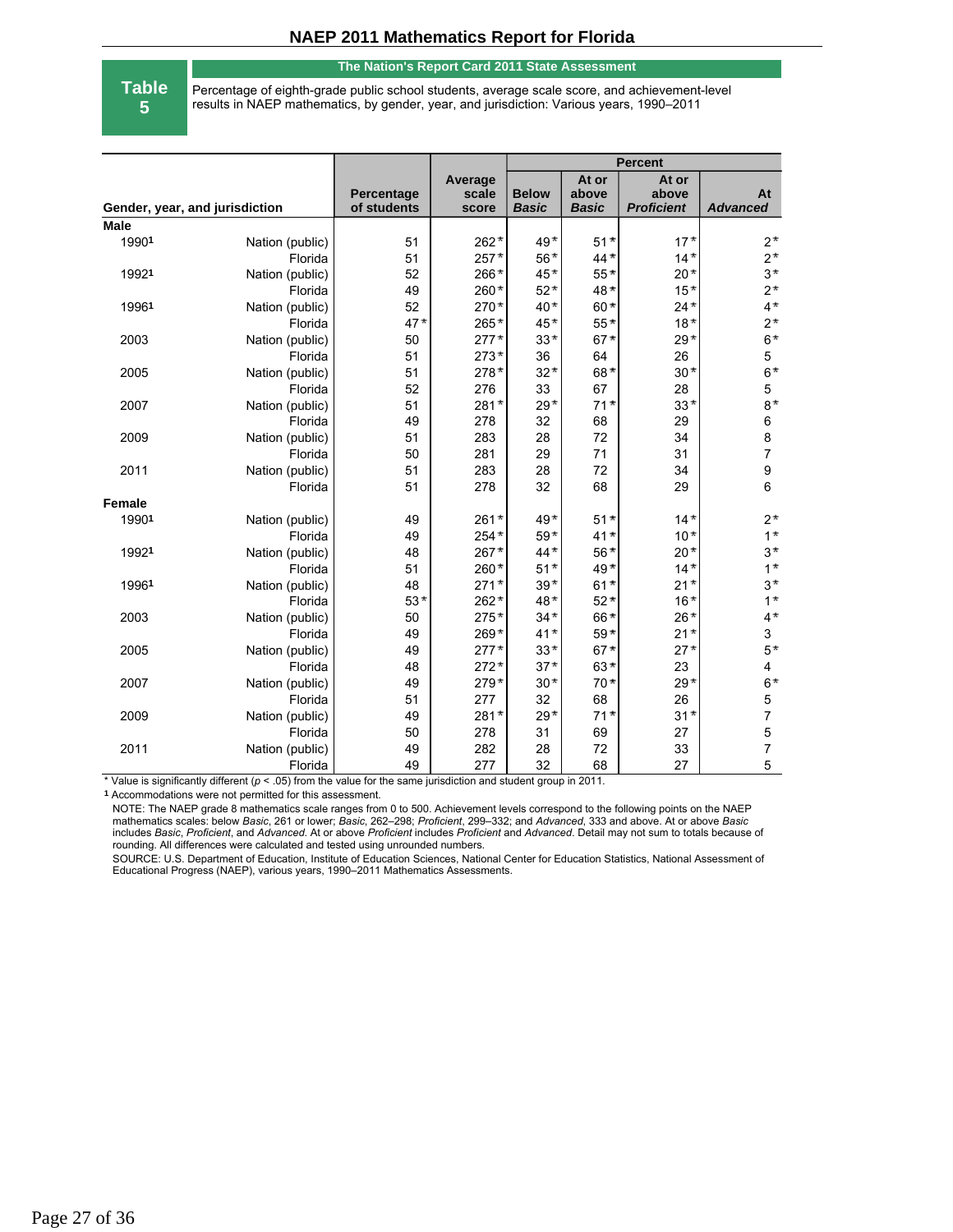## NAEP 2011 Mathematics Report for Florida

**Table 5**

**The Nation's Report Card 2011 State Assessment**

Percentage of eighth-grade public school students, average scale score, and achievement-level results in NAEP mathematics, by gender, year, and jurisdiction: Various years, 1990–2011

| Gender, year, and jurisdiction | | Percentage of students | Average scale score | Percent | | | |
|---|---|---|---|---|---|---|---|
| | | | | Below *Basic* | At or above *Basic* | At or above *Proficient* | At *Advanced* |
| **Male** | | | | | | | |
| 1990[1] | Nation (public) | 51 | 262* | 49* | 51* | 17* | 2* |
| | Florida | 51 | 257* | 56* | 44* | 14* | 2* |
| 1992[1] | Nation (public) | 52 | 266* | 45* | 55* | 20* | 3* |
| | Florida | 49 | 260* | 52* | 48* | 15* | 2* |
| 1996[1] | Nation (public) | 52 | 270* | 40* | 60* | 24* | 4* |
| | Florida | 47* | 265* | 45* | 55* | 18* | 2* |
| 2003 | Nation (public) | 50 | 277* | 33* | 67* | 29* | 6* |
| | Florida | 51 | 273* | 36 | 64 | 26 | 5 |
| 2005 | Nation (public) | 51 | 278* | 32* | 68* | 30* | 6* |
| | Florida | 52 | 276 | 33 | 67 | 28 | 5 |
| 2007 | Nation (public) | 51 | 281* | 29* | 71* | 33* | 8* |
| | Florida | 49 | 278 | 32 | 68 | 29 | 6 |
| 2009 | Nation (public) | 51 | 283 | 28 | 72 | 34 | 8 |
| | Florida | 50 | 281 | 29 | 71 | 31 | 7 |
| 2011 | Nation (public) | 51 | 283 | 28 | 72 | 34 | 9 |
| | Florida | 51 | 278 | 32 | 68 | 29 | 6 |
| **Female** | | | | | | | |
| 1990[1] | Nation (public) | 49 | 261* | 49* | 51* | 14* | 2* |
| | Florida | 49 | 254* | 59* | 41* | 10* | 1* |
| 1992[1] | Nation (public) | 48 | 267* | 44* | 56* | 20* | 3* |
| | Florida | 51 | 260* | 51* | 49* | 14* | 1* |
| 1996[1] | Nation (public) | 48 | 271* | 39* | 61* | 21* | 3* |
| | Florida | 53* | 262* | 48* | 52* | 16* | 1* |
| 2003 | Nation (public) | 50 | 275* | 34* | 66* | 26* | 4* |
| | Florida | 49 | 269* | 41* | 59* | 21* | 3 |
| 2005 | Nation (public) | 49 | 277* | 33* | 67* | 27* | 5* |
| | Florida | 48 | 272* | 37* | 63* | 23 | 4 |
| 2007 | Nation (public) | 49 | 279* | 30* | 70* | 29* | 6* |
| | Florida | 51 | 277 | 32 | 68 | 26 | 5 |
| 2009 | Nation (public) | 49 | 281* | 29* | 71* | 31* | 7 |
| | Florida | 50 | 278 | 31 | 69 | 27 | 5 |
| 2011 | Nation (public) | 49 | 282 | 28 | 72 | 33 | 7 |
| | Florida | 49 | 277 | 32 | 68 | 27 | 5 |

* Value is significantly different ($p < .05$) from the value for the same jurisdiction and student group in 2011.

[1] Accommodations were not permitted for this assessment.

NOTE: The NAEP grade 8 mathematics scale ranges from 0 to 500. Achievement levels correspond to the following points on the NAEP mathematics scales: below *Basic*, 261 or lower; *Basic*, 262–298; *Proficient*, 299–332; and *Advanced*, 333 and above. At or above *Basic* includes *Basic*, *Proficient*, and *Advanced*. At or above *Proficient* includes *Proficient* and *Advanced*. Detail may not sum to totals because of rounding. All differences were calculated and tested using unrounded numbers.

SOURCE: U.S. Department of Education, Institute of Education Sciences, National Center for Education Statistics, National Assessment of Educational Progress (NAEP), various years, 1990–2011 Mathematics Assessments.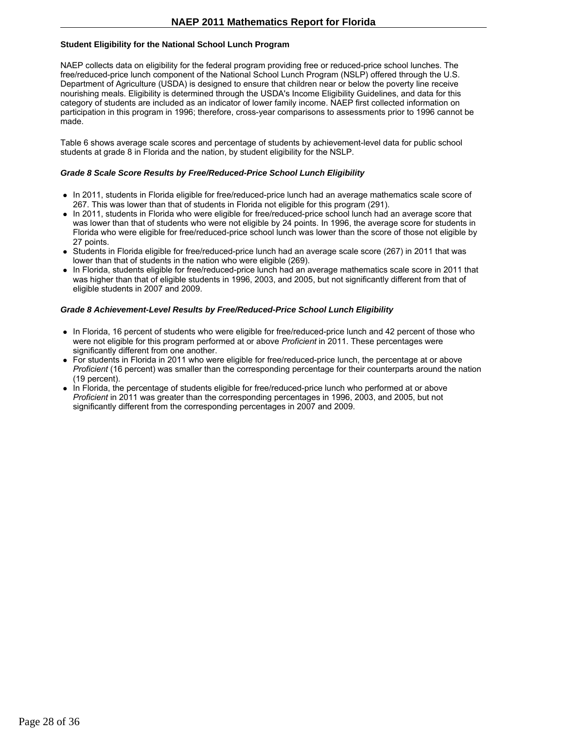### Student Eligibility for the National School Lunch Program

NAEP collects data on eligibility for the federal program providing free or reduced-price school lunches. The free/reduced-price lunch component of the National School Lunch Program (NSLP) offered through the U.S. Department of Agriculture (USDA) is designed to ensure that children near or below the poverty line receive nourishing meals. Eligibility is determined through the USDA's Income Eligibility Guidelines, and data for this category of students are included as an indicator of lower family income. NAEP first collected information on participation in this program in 1996; therefore, cross-year comparisons to assessments prior to 1996 cannot be made.

Table 6 shows average scale scores and percentage of students by achievement-level data for public school students at grade 8 in Florida and the nation, by student eligibility for the NSLP.

#### *Grade 8 Scale Score Results by Free/Reduced-Price School Lunch Eligibility*

- In 2011, students in Florida eligible for free/reduced-price lunch had an average mathematics scale score of 267. This was lower than that of students in Florida not eligible for this program (291).
- In 2011, students in Florida who were eligible for free/reduced-price school lunch had an average score that was lower than that of students who were not eligible by 24 points. In 1996, the average score for students in Florida who were eligible for free/reduced-price school lunch was lower than the score of those not eligible by 27 points.
- Students in Florida eligible for free/reduced-price lunch had an average scale score (267) in 2011 that was lower than that of students in the nation who were eligible (269).
- In Florida, students eligible for free/reduced-price lunch had an average mathematics scale score in 2011 that was higher than that of eligible students in 1996, 2003, and 2005, but not significantly different from that of eligible students in 2007 and 2009.

#### *Grade 8 Achievement-Level Results by Free/Reduced-Price School Lunch Eligibility*

- In Florida, 16 percent of students who were eligible for free/reduced-price lunch and 42 percent of those who were not eligible for this program performed at or above *Proficient* in 2011. These percentages were significantly different from one another.
- For students in Florida in 2011 who were eligible for free/reduced-price lunch, the percentage at or above *Proficient* (16 percent) was smaller than the corresponding percentage for their counterparts around the nation (19 percent).
- In Florida, the percentage of students eligible for free/reduced-price lunch who performed at or above *Proficient* in 2011 was greater than the corresponding percentages in 1996, 2003, and 2005, but not significantly different from the corresponding percentages in 2007 and 2009.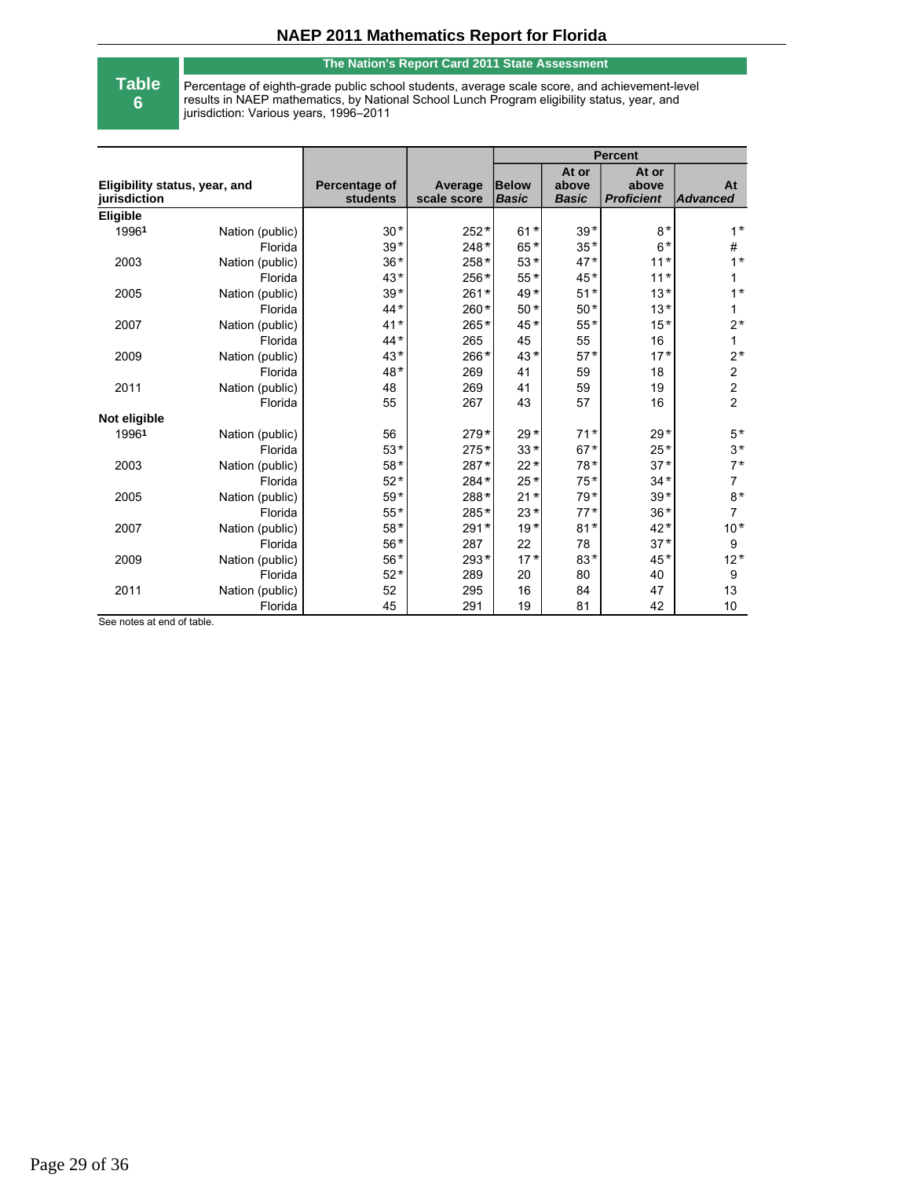## Table 6

**The Nation's Report Card 2011 State Assessment**

Percentage of eighth-grade public school students, average scale score, and achievement-level results in NAEP mathematics, by National School Lunch Program eligibility status, year, and jurisdiction: Various years, 1996–2011

| Eligibility status, year, and jurisdiction | | Percentage of students | Average scale score | Percent | | | |
|---|---|---|---|---|---|---|---|
| | | | | Below *Basic* | At or above *Basic* | At or above *Proficient* | At *Advanced* |
| **Eligible** | | | | | | | |
| 1996[1] | Nation (public) | 30* | 252* | 61* | 39* | 8* | 1* |
| | Florida | 39* | 248* | 65* | 35* | 6* | # |
| 2003 | Nation (public) | 36* | 258* | 53* | 47* | 11* | 1* |
| | Florida | 43* | 256* | 55* | 45* | 11* | 1 |
| 2005 | Nation (public) | 39* | 261* | 49* | 51* | 13* | 1* |
| | Florida | 44* | 260* | 50* | 50* | 13* | 1 |
| 2007 | Nation (public) | 41* | 265* | 45* | 55* | 15* | 2* |
| | Florida | 44* | 265 | 45 | 55 | 16 | 1 |
| 2009 | Nation (public) | 43* | 266* | 43* | 57* | 17* | 2* |
| | Florida | 48* | 269 | 41 | 59 | 18 | 2 |
| 2011 | Nation (public) | 48 | 269 | 41 | 59 | 19 | 2 |
| | Florida | 55 | 267 | 43 | 57 | 16 | 2 |
| **Not eligible** | | | | | | | |
| 1996[1] | Nation (public) | 56 | 279* | 29* | 71* | 29* | 5* |
| | Florida | 53* | 275* | 33* | 67* | 25* | 3* |
| 2003 | Nation (public) | 58* | 287* | 22* | 78* | 37* | 7* |
| | Florida | 52* | 284* | 25* | 75* | 34* | 7 |
| 2005 | Nation (public) | 59* | 288* | 21* | 79* | 39* | 8* |
| | Florida | 55* | 285* | 23* | 77* | 36* | 7 |
| 2007 | Nation (public) | 58* | 291* | 19* | 81* | 42* | 10* |
| | Florida | 56* | 287 | 22 | 78 | 37* | 9 |
| 2009 | Nation (public) | 56* | 293* | 17* | 83* | 45* | 12* |
| | Florida | 52* | 289 | 20 | 80 | 40 | 9 |
| 2011 | Nation (public) | 52 | 295 | 16 | 84 | 47 | 13 |
| | Florida | 45 | 291 | 19 | 81 | 42 | 10 |

See notes at end of table.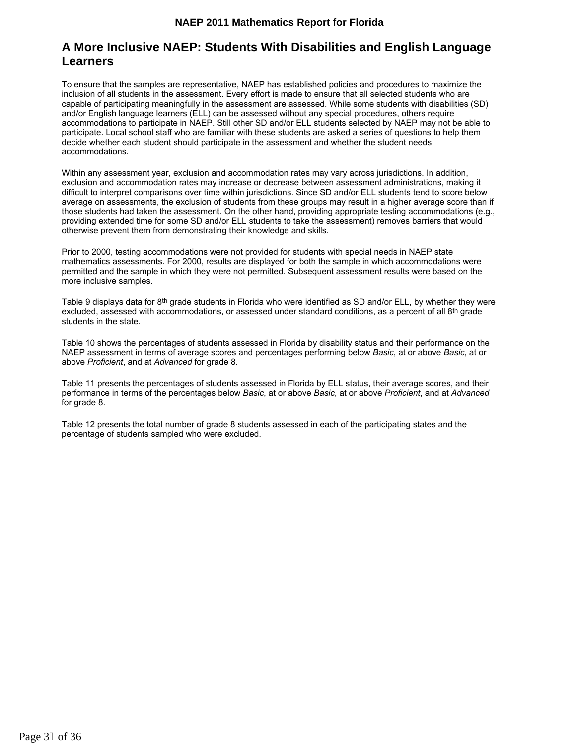# A More Inclusive NAEP: Students With Disabilities and English Language Learners

To ensure that the samples are representative, NAEP has established policies and procedures to maximize the inclusion of all students in the assessment. Every effort is made to ensure that all selected students who are capable of participating meaningfully in the assessment are assessed. While some students with disabilities (SD) and/or English language learners (ELL) can be assessed without any special procedures, others require accommodations to participate in NAEP. Still other SD and/or ELL students selected by NAEP may not be able to participate. Local school staff who are familiar with these students are asked a series of questions to help them decide whether each student should participate in the assessment and whether the student needs accommodations.

Within any assessment year, exclusion and accommodation rates may vary across jurisdictions. In addition, exclusion and accommodation rates may increase or decrease between assessment administrations, making it difficult to interpret comparisons over time within jurisdictions. Since SD and/or ELL students tend to score below average on assessments, the exclusion of students from these groups may result in a higher average score than if those students had taken the assessment. On the other hand, providing appropriate testing accommodations (e.g., providing extended time for some SD and/or ELL students to take the assessment) removes barriers that would otherwise prevent them from demonstrating their knowledge and skills.

Prior to 2000, testing accommodations were not provided for students with special needs in NAEP state mathematics assessments. For 2000, results are displayed for both the sample in which accommodations were permitted and the sample in which they were not permitted. Subsequent assessment results were based on the more inclusive samples.

Table 9 displays data for 8th grade students in Florida who were identified as SD and/or ELL, by whether they were excluded, assessed with accommodations, or assessed under standard conditions, as a percent of all 8th grade students in the state.

Table 10 shows the percentages of students assessed in Florida by disability status and their performance on the NAEP assessment in terms of average scores and percentages performing below *Basic*, at or above *Basic*, at or above *Proficient*, and at *Advanced* for grade 8.

Table 11 presents the percentages of students assessed in Florida by ELL status, their average scores, and their performance in terms of the percentages below *Basic*, at or above *Basic*, at or above *Proficient*, and at *Advanced* for grade 8.

Table 12 presents the total number of grade 8 students assessed in each of the participating states and the percentage of students sampled who were excluded.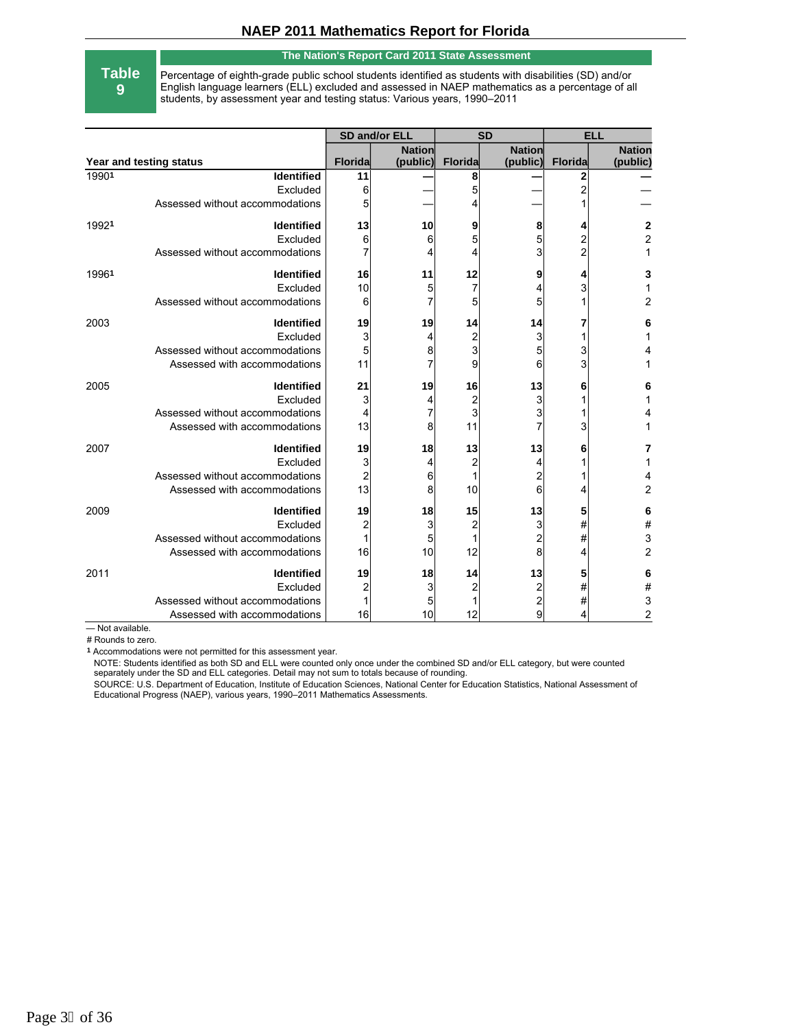## Table 9

**The Nation's Report Card 2011 State Assessment**

Percentage of eighth-grade public school students identified as students with disabilities (SD) and/or English language learners (ELL) excluded and assessed in NAEP mathematics as a percentage of all students, by assessment year and testing status: Various years, 1990–2011

| Year and testing status | | SD and/or ELL | | SD | | ELL | |
|---|---|---|---|---|---|---|---|
| | | Florida | Nation (public) | Florida | Nation (public) | Florida | Nation (public) |
| 1990[1] | **Identified** | **11** | **—** | **8** | **—** | **2** | **—** |
| | Excluded | 6 | — | 5 | — | 2 | — |
| | Assessed without accommodations | 5 | — | 4 | — | 1 | — |
| 1992[1] | **Identified** | **13** | **10** | **9** | **8** | **4** | **2** |
| | Excluded | 6 | 6 | 5 | 5 | 2 | 2 |
| | Assessed without accommodations | 7 | 4 | 4 | 3 | 2 | 1 |
| 1996[1] | **Identified** | **16** | **11** | **12** | **9** | **4** | **3** |
| | Excluded | 10 | 5 | 7 | 4 | 3 | 1 |
| | Assessed without accommodations | 6 | 7 | 5 | 5 | 1 | 2 |
| 2003 | **Identified** | **19** | **19** | **14** | **14** | **7** | **6** |
| | Excluded | 3 | 4 | 2 | 3 | 1 | 1 |
| | Assessed without accommodations | 5 | 8 | 3 | 5 | 3 | 4 |
| | Assessed with accommodations | 11 | 7 | 9 | 6 | 3 | 1 |
| 2005 | **Identified** | **21** | **19** | **16** | **13** | **6** | **6** |
| | Excluded | 3 | 4 | 2 | 3 | 1 | 1 |
| | Assessed without accommodations | 4 | 7 | 3 | 3 | 1 | 4 |
| | Assessed with accommodations | 13 | 8 | 11 | 7 | 3 | 1 |
| 2007 | **Identified** | **19** | **18** | **13** | **13** | **6** | **7** |
| | Excluded | 3 | 4 | 2 | 4 | 1 | 1 |
| | Assessed without accommodations | 2 | 6 | 1 | 2 | 1 | 4 |
| | Assessed with accommodations | 13 | 8 | 10 | 6 | 4 | 2 |
| 2009 | **Identified** | **19** | **18** | **15** | **13** | **5** | **6** |
| | Excluded | 2 | 3 | 2 | 3 | # | # |
| | Assessed without accommodations | 1 | 5 | 1 | 2 | # | 3 |
| | Assessed with accommodations | 16 | 10 | 12 | 8 | 4 | 2 |
| 2011 | **Identified** | **19** | **18** | **14** | **13** | **5** | **6** |
| | Excluded | 2 | 3 | 2 | 2 | # | # |
| | Assessed without accommodations | 1 | 5 | 1 | 2 | # | 3 |
| | Assessed with accommodations | 16 | 10 | 12 | 9 | 4 | 2 |

— Not available.

# Rounds to zero.

[1] Accommodations were not permitted for this assessment year.

NOTE: Students identified as both SD and ELL were counted only once under the combined SD and/or ELL category, but were counted separately under the SD and ELL categories. Detail may not sum to totals because of rounding.

SOURCE: U.S. Department of Education, Institute of Education Sciences, National Center for Education Statistics, National Assessment of Educational Progress (NAEP), various years, 1990–2011 Mathematics Assessments.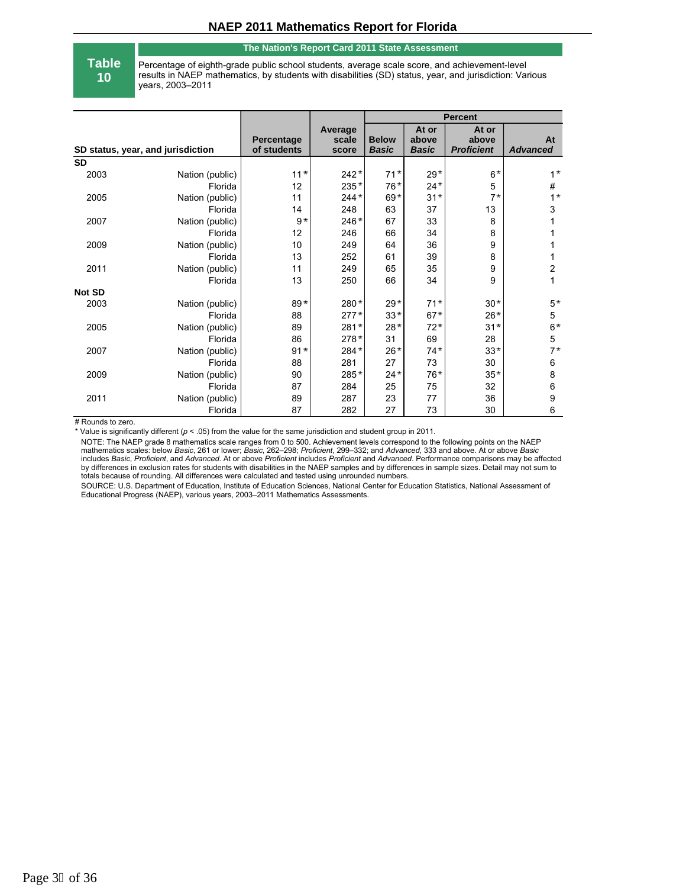## NAEP 2011 Mathematics Report for Florida

**Table 10**

**The Nation's Report Card 2011 State Assessment**

Percentage of eighth-grade public school students, average scale score, and achievement-level results in NAEP mathematics, by students with disabilities (SD) status, year, and jurisdiction: Various years, 2003–2011

| SD status, year, and jurisdiction | | Percentage of students | Average scale score | Percent: Below *Basic* | Percent: At or above *Basic* | Percent: At or above *Proficient* | Percent: At *Advanced* |
|---|---|---|---|---|---|---|---|
| **SD** | | | | | | | |
| 2003 | Nation (public) | 11* | 242* | 71* | 29* | 6* | 1* |
| | Florida | 12 | 235* | 76* | 24* | 5 | # |
| 2005 | Nation (public) | 11 | 244* | 69* | 31* | 7* | 1* |
| | Florida | 14 | 248 | 63 | 37 | 13 | 3 |
| 2007 | Nation (public) | 9* | 246* | 67 | 33 | 8 | 1 |
| | Florida | 12 | 246 | 66 | 34 | 8 | 1 |
| 2009 | Nation (public) | 10 | 249 | 64 | 36 | 9 | 1 |
| | Florida | 13 | 252 | 61 | 39 | 8 | 1 |
| 2011 | Nation (public) | 11 | 249 | 65 | 35 | 9 | 2 |
| | Florida | 13 | 250 | 66 | 34 | 9 | 1 |
| **Not SD** | | | | | | | |
| 2003 | Nation (public) | 89* | 280* | 29* | 71* | 30* | 5* |
| | Florida | 88 | 277* | 33* | 67* | 26* | 5 |
| 2005 | Nation (public) | 89 | 281* | 28* | 72* | 31* | 6* |
| | Florida | 86 | 278* | 31 | 69 | 28 | 5 |
| 2007 | Nation (public) | 91* | 284* | 26* | 74* | 33* | 7* |
| | Florida | 88 | 281 | 27 | 73 | 30 | 6 |
| 2009 | Nation (public) | 90 | 285* | 24* | 76* | 35* | 8 |
| | Florida | 87 | 284 | 25 | 75 | 32 | 6 |
| 2011 | Nation (public) | 89 | 287 | 23 | 77 | 36 | 9 |
| | Florida | 87 | 282 | 27 | 73 | 30 | 6 |

# Rounds to zero.

* Value is significantly different ($p < .05$) from the value for the same jurisdiction and student group in 2011.

NOTE: The NAEP grade 8 mathematics scale ranges from 0 to 500. Achievement levels correspond to the following points on the NAEP mathematics scales: below *Basic*, 261 or lower; *Basic*, 262–298; *Proficient*, 299–332; and *Advanced*, 333 and above. At or above *Basic* includes *Basic*, *Proficient*, and *Advanced*. At or above *Proficient* includes *Proficient* and *Advanced*. Performance comparisons may be affected by differences in exclusion rates for students with disabilities in the NAEP samples and by differences in sample sizes. Detail may not sum to totals because of rounding. All differences were calculated and tested using unrounded numbers.

SOURCE: U.S. Department of Education, Institute of Education Sciences, National Center for Education Statistics, National Assessment of Educational Progress (NAEP), various years, 2003–2011 Mathematics Assessments.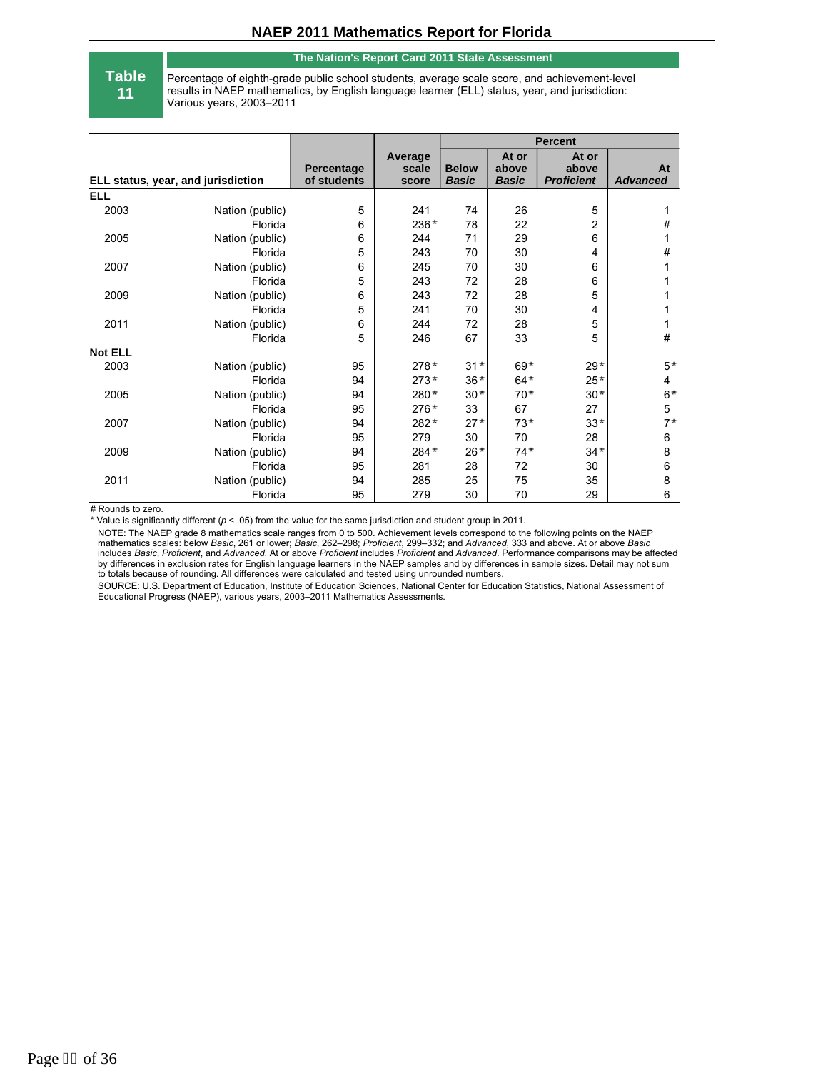# NAEP 2011 Mathematics Report for Florida

**Table 11**

**The Nation's Report Card 2011 State Assessment**

Percentage of eighth-grade public school students, average scale score, and achievement-level results in NAEP mathematics, by English language learner (ELL) status, year, and jurisdiction: Various years, 2003–2011

| ELL status, year, and jurisdiction | | Percentage of students | Average scale score | Percent | | | |
|---|---|---|---|---|---|---|---|
| | | | | Below *Basic* | At or above *Basic* | At or above *Proficient* | At *Advanced* |
| **ELL** | | | | | | | |
| 2003 | Nation (public) | 5 | 241 | 74 | 26 | 5 | 1 |
| | Florida | 6 | 236* | 78 | 22 | 2 | # |
| 2005 | Nation (public) | 6 | 244 | 71 | 29 | 6 | 1 |
| | Florida | 5 | 243 | 70 | 30 | 4 | # |
| 2007 | Nation (public) | 6 | 245 | 70 | 30 | 6 | 1 |
| | Florida | 5 | 243 | 72 | 28 | 6 | 1 |
| 2009 | Nation (public) | 6 | 243 | 72 | 28 | 5 | 1 |
| | Florida | 5 | 241 | 70 | 30 | 4 | 1 |
| 2011 | Nation (public) | 6 | 244 | 72 | 28 | 5 | 1 |
| | Florida | 5 | 246 | 67 | 33 | 5 | # |
| **Not ELL** | | | | | | | |
| 2003 | Nation (public) | 95 | 278* | 31* | 69* | 29* | 5* |
| | Florida | 94 | 273* | 36* | 64* | 25* | 4 |
| 2005 | Nation (public) | 94 | 280* | 30* | 70* | 30* | 6* |
| | Florida | 95 | 276* | 33 | 67 | 27 | 5 |
| 2007 | Nation (public) | 94 | 282* | 27* | 73* | 33* | 7* |
| | Florida | 95 | 279 | 30 | 70 | 28 | 6 |
| 2009 | Nation (public) | 94 | 284* | 26* | 74* | 34* | 8 |
| | Florida | 95 | 281 | 28 | 72 | 30 | 6 |
| 2011 | Nation (public) | 94 | 285 | 25 | 75 | 35 | 8 |
| | Florida | 95 | 279 | 30 | 70 | 29 | 6 |

# Rounds to zero.

* Value is significantly different ($p < .05$) from the value for the same jurisdiction and student group in 2011.

NOTE: The NAEP grade 8 mathematics scale ranges from 0 to 500. Achievement levels correspond to the following points on the NAEP mathematics scales: below *Basic*, 261 or lower; *Basic*, 262–298; *Proficient*, 299–332; and *Advanced*, 333 and above. At or above *Basic* includes *Basic*, *Proficient*, and *Advanced*. At or above *Proficient* includes *Proficient* and *Advanced*. Performance comparisons may be affected by differences in exclusion rates for English language learners in the NAEP samples and by differences in sample sizes. Detail may not sum to totals because of rounding. All differences were calculated and tested using unrounded numbers.

SOURCE: U.S. Department of Education, Institute of Education Sciences, National Center for Education Statistics, National Assessment of Educational Progress (NAEP), various years, 2003–2011 Mathematics Assessments.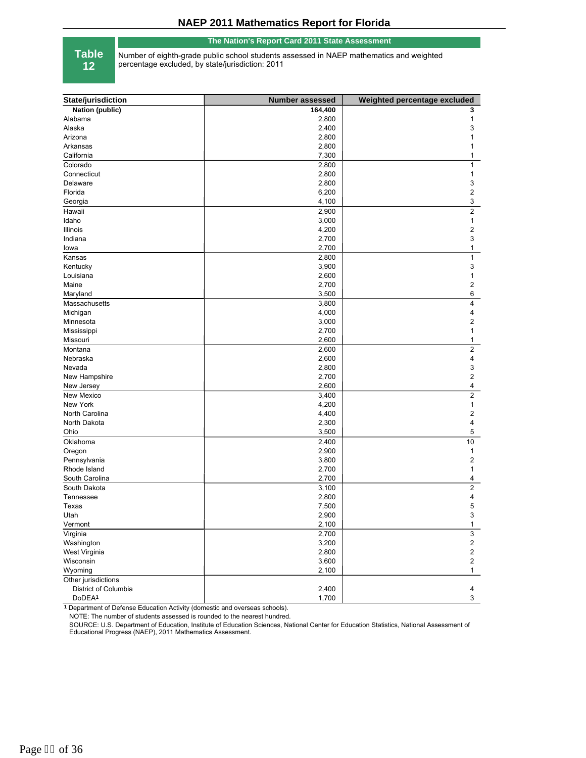# NAEP 2011 Mathematics Report for Florida

**Table 12**

**The Nation's Report Card 2011 State Assessment**

Number of eighth-grade public school students assessed in NAEP mathematics and weighted percentage excluded, by state/jurisdiction: 2011

| State/jurisdiction | Number assessed | Weighted percentage excluded |
|---|---|---|
| **Nation (public)** | **164,400** | **3** |
| Alabama | 2,800 | 1 |
| Alaska | 2,400 | 3 |
| Arizona | 2,800 | 1 |
| Arkansas | 2,800 | 1 |
| California | 7,300 | 1 |
| Colorado | 2,800 | 1 |
| Connecticut | 2,800 | 1 |
| Delaware | 2,800 | 3 |
| Florida | 6,200 | 2 |
| Georgia | 4,100 | 3 |
| Hawaii | 2,900 | 2 |
| Idaho | 3,000 | 1 |
| Illinois | 4,200 | 2 |
| Indiana | 2,700 | 3 |
| Iowa | 2,700 | 1 |
| Kansas | 2,800 | 1 |
| Kentucky | 3,900 | 3 |
| Louisiana | 2,600 | 1 |
| Maine | 2,700 | 2 |
| Maryland | 3,500 | 6 |
| Massachusetts | 3,800 | 4 |
| Michigan | 4,000 | 4 |
| Minnesota | 3,000 | 2 |
| Mississippi | 2,700 | 1 |
| Missouri | 2,600 | 1 |
| Montana | 2,600 | 2 |
| Nebraska | 2,600 | 4 |
| Nevada | 2,800 | 3 |
| New Hampshire | 2,700 | 2 |
| New Jersey | 2,600 | 4 |
| New Mexico | 3,400 | 2 |
| New York | 4,200 | 1 |
| North Carolina | 4,400 | 2 |
| North Dakota | 2,300 | 4 |
| Ohio | 3,500 | 5 |
| Oklahoma | 2,400 | 10 |
| Oregon | 2,900 | 1 |
| Pennsylvania | 3,800 | 2 |
| Rhode Island | 2,700 | 1 |
| South Carolina | 2,700 | 4 |
| South Dakota | 3,100 | 2 |
| Tennessee | 2,800 | 4 |
| Texas | 7,500 | 5 |
| Utah | 2,900 | 3 |
| Vermont | 2,100 | 1 |
| Virginia | 2,700 | 3 |
| Washington | 3,200 | 2 |
| West Virginia | 2,800 | 2 |
| Wisconsin | 3,600 | 2 |
| Wyoming | 2,100 | 1 |
| Other jurisdictions | | |
| District of Columbia | 2,400 | 4 |
| DoDEA[1] | 1,700 | 3 |

[1] Department of Defense Education Activity (domestic and overseas schools).

NOTE: The number of students assessed is rounded to the nearest hundred.

SOURCE: U.S. Department of Education, Institute of Education Sciences, National Center for Education Statistics, National Assessment of Educational Progress (NAEP), 2011 Mathematics Assessment.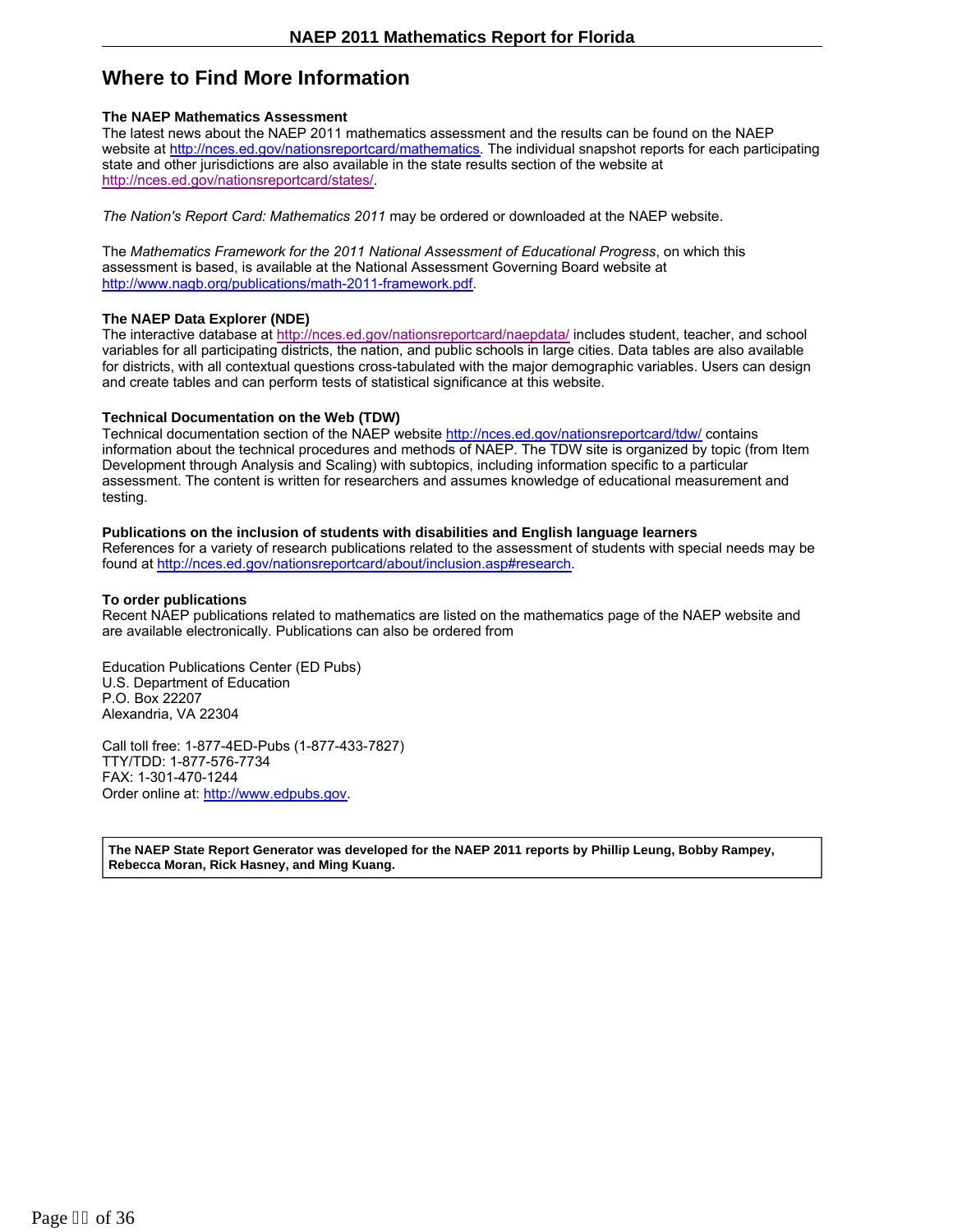# Where to Find More Information

**The NAEP Mathematics Assessment**
The latest news about the NAEP 2011 mathematics assessment and the results can be found on the NAEP website at http://nces.ed.gov/nationsreportcard/mathematics. The individual snapshot reports for each participating state and other jurisdictions are also available in the state results section of the website at http://nces.ed.gov/nationsreportcard/states/.

*The Nation's Report Card: Mathematics 2011* may be ordered or downloaded at the NAEP website.

The *Mathematics Framework for the 2011 National Assessment of Educational Progress*, on which this assessment is based, is available at the National Assessment Governing Board website at http://www.nagb.org/publications/math-2011-framework.pdf.

**The NAEP Data Explorer (NDE)**
The interactive database at http://nces.ed.gov/nationsreportcard/naepdata/ includes student, teacher, and school variables for all participating districts, the nation, and public schools in large cities. Data tables are also available for districts, with all contextual questions cross-tabulated with the major demographic variables. Users can design and create tables and can perform tests of statistical significance at this website.

**Technical Documentation on the Web (TDW)**
Technical documentation section of the NAEP website http://nces.ed.gov/nationsreportcard/tdw/ contains information about the technical procedures and methods of NAEP. The TDW site is organized by topic (from Item Development through Analysis and Scaling) with subtopics, including information specific to a particular assessment. The content is written for researchers and assumes knowledge of educational measurement and testing.

**Publications on the inclusion of students with disabilities and English language learners**
References for a variety of research publications related to the assessment of students with special needs may be found at http://nces.ed.gov/nationsreportcard/about/inclusion.asp#research.

**To order publications**
Recent NAEP publications related to mathematics are listed on the mathematics page of the NAEP website and are available electronically. Publications can also be ordered from

Education Publications Center (ED Pubs)
U.S. Department of Education
P.O. Box 22207
Alexandria, VA 22304

Call toll free: 1-877-4ED-Pubs (1-877-433-7827)
TTY/TDD: 1-877-576-7734
FAX: 1-301-470-1244
Order online at: http://www.edpubs.gov.

**The NAEP State Report Generator was developed for the NAEP 2011 reports by Phillip Leung, Bobby Rampey, Rebecca Moran, Rick Hasney, and Ming Kuang.**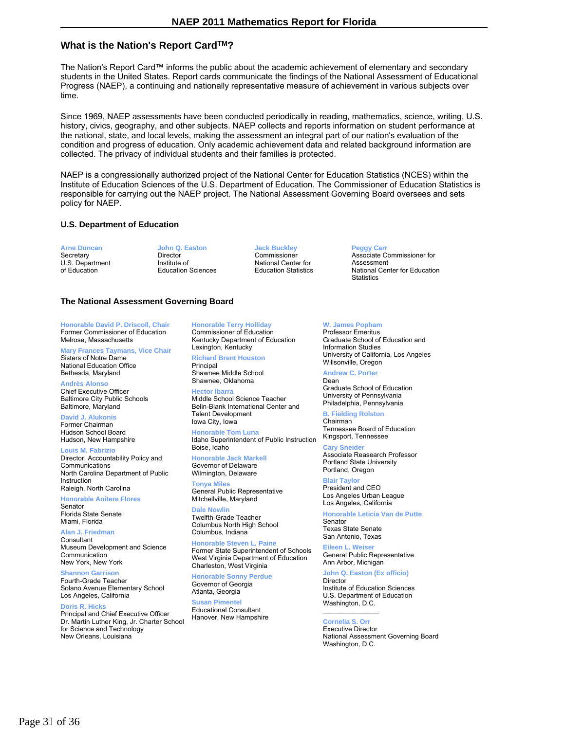## What is the Nation's Report Card™?

The Nation's Report Card™ informs the public about the academic achievement of elementary and secondary students in the United States. Report cards communicate the findings of the National Assessment of Educational Progress (NAEP), a continuing and nationally representative measure of achievement in various subjects over time.

Since 1969, NAEP assessments have been conducted periodically in reading, mathematics, science, writing, U.S. history, civics, geography, and other subjects. NAEP collects and reports information on student performance at the national, state, and local levels, making the assessment an integral part of our nation's evaluation of the condition and progress of education. Only academic achievement data and related background information are collected. The privacy of individual students and their families is protected.

NAEP is a congressionally authorized project of the National Center for Education Statistics (NCES) within the Institute of Education Sciences of the U.S. Department of Education. The Commissioner of Education Statistics is responsible for carrying out the NAEP project. The National Assessment Governing Board oversees and sets policy for NAEP.

### U.S. Department of Education

**Arne Duncan**
Secretary
U.S. Department of Education

**John Q. Easton**
Director
Institute of Education Sciences

**Jack Buckley**
Commissioner
National Center for Education Statistics

**Peggy Carr**
Associate Commissioner for Assessment
National Center for Education Statistics

### The National Assessment Governing Board

**Honorable David P. Driscoll, Chair**
Former Commissioner of Education
Melrose, Massachusetts

**Mary Frances Taymans, Vice Chair**
Sisters of Notre Dame
National Education Office
Bethesda, Maryland

**Andrès Alonso**
Chief Executive Officer
Baltimore City Public Schools
Baltimore, Maryland

**David J. Alukonis**
Former Chairman
Hudson School Board
Hudson, New Hampshire

**Louis M. Fabrizio**
Director, Accountability Policy and Communications
North Carolina Department of Public Instruction
Raleigh, North Carolina

**Honorable Anitere Flores**
Senator
Florida State Senate
Miami, Florida

**Alan J. Friedman**
Consultant
Museum Development and Science Communication
New York, New York

**Shannon Garrison**
Fourth-Grade Teacher
Solano Avenue Elementary School
Los Angeles, California

**Doris R. Hicks**
Principal and Chief Executive Officer
Dr. Martin Luther King, Jr. Charter School for Science and Technology
New Orleans, Louisiana

**Honorable Terry Holliday**
Commissioner of Education
Kentucky Department of Education
Lexington, Kentucky

**Richard Brent Houston**
Principal
Shawnee Middle School
Shawnee, Oklahoma

**Hector Ibarra**
Middle School Science Teacher
Belin-Blank International Center and Talent Development
Iowa City, Iowa

**Honorable Tom Luna**
Idaho Superintendent of Public Instruction
Boise, Idaho

**Honorable Jack Markell**
Governor of Delaware
Wilmington, Delaware

**Tonya Miles**
General Public Representative
Mitchellville, Maryland

**Dale Nowlin**
Twelfth-Grade Teacher
Columbus North High School
Columbus, Indiana

**Honorable Steven L. Paine**
Former State Superintendent of Schools
West Virginia Department of Education
Charleston, West Virginia

**Honorable Sonny Perdue**
Governor of Georgia
Atlanta, Georgia

**Susan Pimentel**
Educational Consultant
Hanover, New Hampshire

**W. James Popham**
Professor Emeritus
Graduate School of Education and Information Studies
University of California, Los Angeles
Willsonville, Oregon

**Andrew C. Porter**
Dean
Graduate School of Education
University of Pennsylvania
Philadelphia, Pennsylvania

**B. Fielding Rolston**
Chairman
Tennessee Board of Education
Kingsport, Tennessee

**Cary Sneider**
Associate Reasearch Professor
Portland State University
Portland, Oregon

**Blair Taylor**
President and CEO
Los Angeles Urban League
Los Angeles, California

**Honorable Leticia Van de Putte**
Senator
Texas State Senate
San Antonio, Texas

**Eileen L. Weiser**
General Public Representative
Ann Arbor, Michigan

**John Q. Easton (Ex officio)**
Director
Institute of Education Sciences
U.S. Department of Education
Washington, D.C.

---

**Cornelia S. Orr**
Executive Director
National Assessment Governing Board
Washington, D.C.